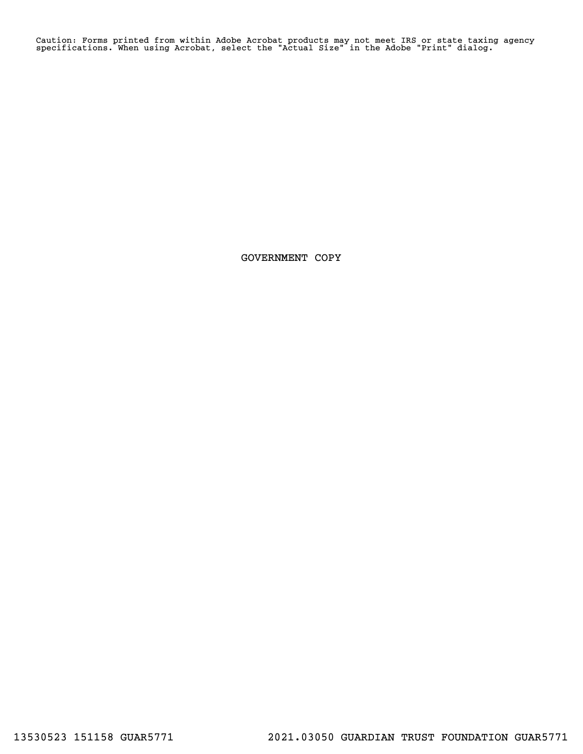Caution: Forms printed from within Adobe Acrobat products may not meet IRS or state taxing agency specifications. When using Acrobat, select the "Actual Size" in the Adobe "Print" dialog.

GOVERNMENT COPY

13530523 151158 GUAR5771 2021.03050 GUARDIAN TRUST FOUNDATION GUAR5771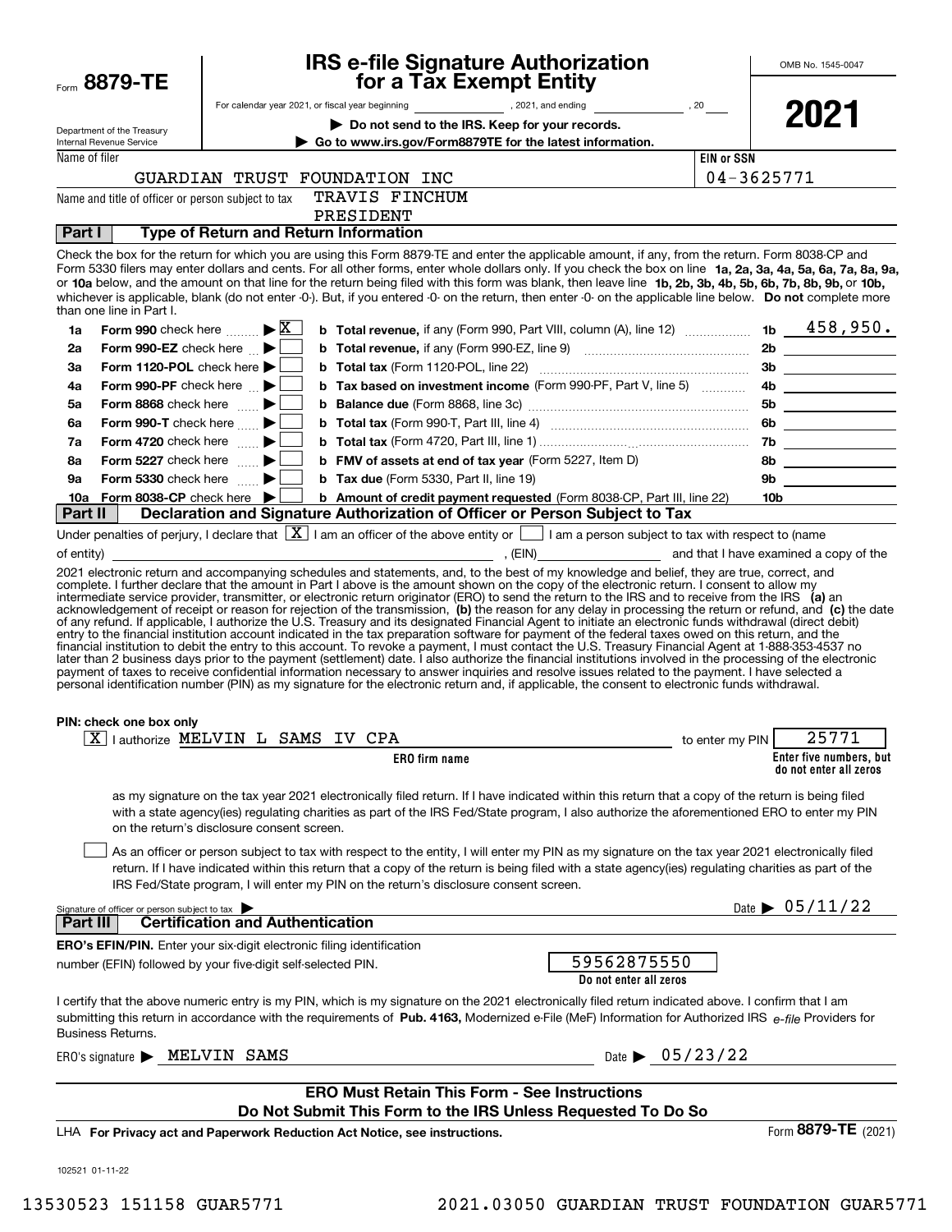Form **8879-TE**

Department of the Treasury
Internal Revenue Service

# IRS e-file Signature Authorization for a Tax Exempt Entity

For calendar year 2021, or fiscal year beginning ______________, 2021, and ending ______________, 20____

▶ **Do not send to the IRS. Keep for your records.**

▶ **Go to www.irs.gov/Form8879TE for the latest information.**

OMB No. 1545-0047

**2021**

Name of filer: GUARDIAN TRUST FOUNDATION INC

EIN or SSN: 04-3625771

Name and title of officer or person subject to tax: TRAVIS FINCHUM, PRESIDENT

## Part I — Type of Return and Return Information

Check the box for the return for which you are using this Form 8879-TE and enter the applicable amount, if any, from the return. Form 8038-CP and Form 5330 filers may enter dollars and cents. For all other forms, enter whole dollars only. If you check the box on line **1a, 2a, 3a, 4a, 5a, 6a, 7a, 8a, 9a,** or **10a** below, and the amount on that line for the return being filed with this form was blank, then leave line **1b, 2b, 3b, 4b, 5b, 6b, 7b, 8b, 9b,** or **10b,** whichever is applicable, blank (do not enter -0-). But, if you entered -0- on the return, then enter -0- on the applicable line below. **Do not** complete more than one line in Part I.

| Line | Form | Check | Line | Description | Line | Amount |
|---|---|---|---|---|---|---|
| 1a | Form 990 check here | ▶ X | b | Total revenue, if any (Form 990, Part VIII, column (A), line 12) | 1b | 458,950. |
| 2a | Form 990-EZ check here | ▶ ☐ | b | Total revenue, if any (Form 990-EZ, line 9) | 2b | |
| 3a | Form 1120-POL check here | ▶ ☐ | b | Total tax (Form 1120-POL, line 22) | 3b | |
| 4a | Form 990-PF check here | ▶ ☐ | b | Tax based on investment income (Form 990-PF, Part V, line 5) | 4b | |
| 5a | Form 8868 check here | ▶ ☐ | b | Balance due (Form 8868, line 3c) | 5b | |
| 6a | Form 990-T check here | ▶ ☐ | b | Total tax (Form 990-T, Part III, line 4) | 6b | |
| 7a | Form 4720 check here | ▶ ☐ | b | Total tax (Form 4720, Part III, line 1) | 7b | |
| 8a | Form 5227 check here | ▶ ☐ | b | FMV of assets at end of tax year (Form 5227, Item D) | 8b | |
| 9a | Form 5330 check here | ▶ ☐ | b | Tax due (Form 5330, Part II, line 19) | 9b | |
| 10a | Form 8038-CP check here | ▶ ☐ | b | Amount of credit payment requested (Form 8038-CP, Part III, line 22) | 10b | |

## Part II — Declaration and Signature Authorization of Officer or Person Subject to Tax

Under penalties of perjury, I declare that [X] I am an officer of the above entity or [ ] I am a person subject to tax with respect to (name of entity) ______________________, (EIN) ______________ and that I have examined a copy of the 2021 electronic return and accompanying schedules and statements, and, to the best of my knowledge and belief, they are true, correct, and complete. I further declare that the amount in Part I above is the amount shown on the copy of the electronic return. I consent to allow my intermediate service provider, transmitter, or electronic return originator (ERO) to send the return to the IRS and to receive from the IRS **(a)** an acknowledgement of receipt or reason for rejection of the transmission, **(b)** the reason for any delay in processing the return or refund, and **(c)** the date of any refund. If applicable, I authorize the U.S. Treasury and its designated Financial Agent to initiate an electronic funds withdrawal (direct debit) entry to the financial institution account indicated in the tax preparation software for payment of the federal taxes owed on this return, and the financial institution to debit the entry to this account. To revoke a payment, I must contact the U.S. Treasury Financial Agent at 1-888-353-4537 no later than 2 business days prior to the payment (settlement) date. I also authorize the financial institutions involved in the processing of the electronic payment of taxes to receive confidential information necessary to answer inquiries and resolve issues related to the payment. I have selected a personal identification number (PIN) as my signature for the electronic return and, if applicable, the consent to electronic funds withdrawal.

**PIN: check one box only**

[X] I authorize MELVIN L SAMS IV CPA (ERO firm name) to enter my PIN 25771 (Enter five numbers, but do not enter all zeros)

as my signature on the tax year 2021 electronically filed return. If I have indicated within this return that a copy of the return is being filed with a state agency(ies) regulating charities as part of the IRS Fed/State program, I also authorize the aforementioned ERO to enter my PIN on the return's disclosure consent screen.

[ ] As an officer or person subject to tax with respect to the entity, I will enter my PIN as my signature on the tax year 2021 electronically filed return. If I have indicated within this return that a copy of the return is being filed with a state agency(ies) regulating charities as part of the IRS Fed/State program, I will enter my PIN on the return's disclosure consent screen.

Signature of officer or person subject to tax ▶ ______________ Date ▶ 05/11/22

## Part III — Certification and Authentication

**ERO's EFIN/PIN.** Enter your six-digit electronic filing identification number (EFIN) followed by your five-digit self-selected PIN.

59562875550 (Do not enter all zeros)

I certify that the above numeric entry is my PIN, which is my signature on the 2021 electronically filed return indicated above. I confirm that I am submitting this return in accordance with the requirements of **Pub. 4163,** Modernized e-File (MeF) Information for Authorized IRS *e-file* Providers for Business Returns.

ERO's signature ▶ MELVIN SAMS Date ▶ 05/23/22

**ERO Must Retain This Form - See Instructions**
**Do Not Submit This Form to the IRS Unless Requested To Do So**

LHA **For Privacy act and Paperwork Reduction Act Notice, see instructions.** Form **8879-TE** (2021)

102521 01-11-22

13530523 151158 GUAR5771 2021.03050 GUARDIAN TRUST FOUNDATION GUAR5771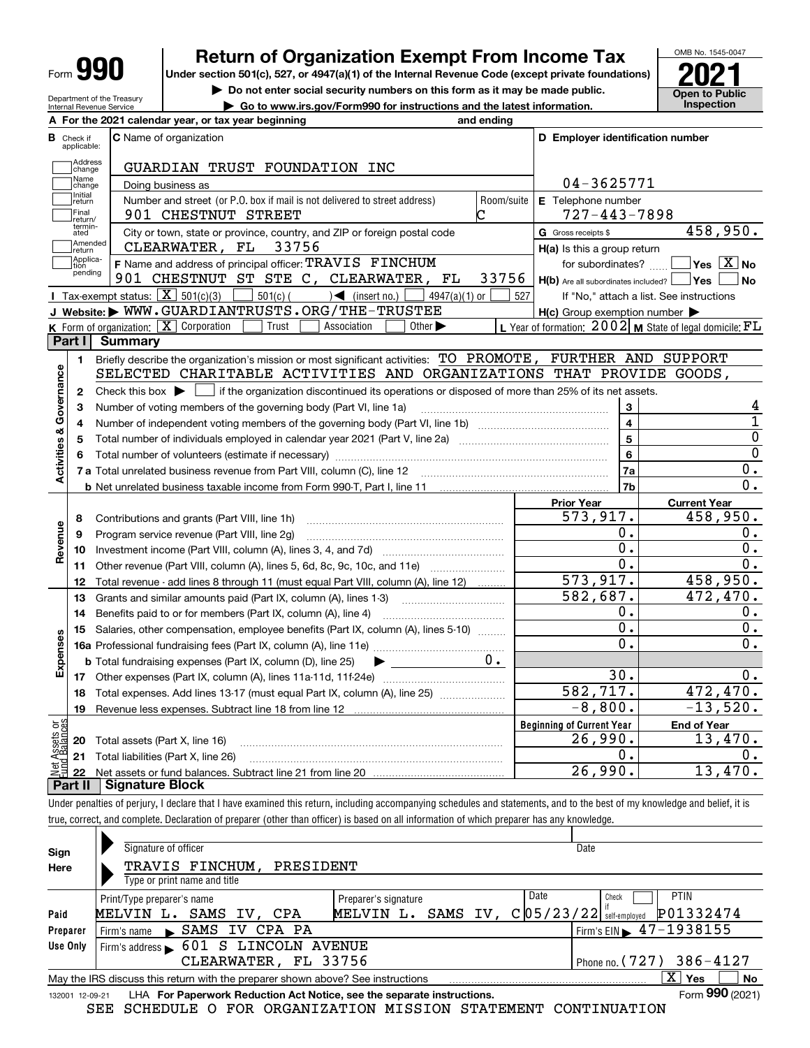Form **990** — **Return of Organization Exempt From Income Tax**

Under section 501(c), 527, or 4947(a)(1) of the Internal Revenue Code (except private foundations)

▶ Do not enter social security numbers on this form as it may be made public.

▶ Go to www.irs.gov/Form990 for instructions and the latest information.

Department of the Treasury
Internal Revenue Service

OMB No. 1545-0047

**2021**

**Open to Public Inspection**

**A** For the 2021 calendar year, or tax year beginning and ending

**B** Check if applicable: Address change; Name change; Initial return; Final return/terminated; Amended return; Application pending

**C** Name of organization: GUARDIAN TRUST FOUNDATION INC

Doing business as

Number and street (or P.O. box if mail is not delivered to street address): 901 CHESTNUT STREET — Room/suite: C

City or town, state or province, country, and ZIP or foreign postal code: CLEARWATER, FL 33756

**D** Employer identification number: 04-3625771

**E** Telephone number: 727-443-7898

**G** Gross receipts $ 458,950.

**F** Name and address of principal officer: TRAVIS FINCHUM, 901 CHESTNUT ST STE C, CLEARWATER, FL 33756

**H(a)** Is this a group return for subordinates? ☐ Yes ☒ No

**H(b)** Are all subordinates included? ☐ Yes ☐ No — If "No," attach a list. See instructions

**H(c)** Group exemption number ▶

**I** Tax-exempt status: ☒ 501(c)(3) ☐ 501(c) ( ) ◀ (insert no.) ☐ 4947(a)(1) or ☐ 527

**J** Website: ▶ WWW.GUARDIANTRUSTS.ORG/THE-TRUSTEE

**K** Form of organization: ☒ Corporation ☐ Trust ☐ Association ☐ Other ▶

**L** Year of formation: 2002 **M** State of legal domicile: FL

## Part I Summary

**Activities & Governance**

1 Briefly describe the organization's mission or most significant activities: TO PROMOTE, FURTHER AND SUPPORT SELECTED CHARITABLE ACTIVITIES AND ORGANIZATIONS THAT PROVIDE GOODS,

2 Check this box ▶ ☐ if the organization discontinued its operations or disposed of more than 25% of its net assets.

| Line | Description | No. | Value |
|---|---|---|---|
| 3 | Number of voting members of the governing body (Part VI, line 1a) | 3 | 4 |
| 4 | Number of independent voting members of the governing body (Part VI, line 1b) | 4 | 1 |
| 5 | Total number of individuals employed in calendar year 2021 (Part V, line 2a) | 5 | 0 |
| 6 | Total number of volunteers (estimate if necessary) | 6 | 0 |
| 7a | Total unrelated business revenue from Part VIII, column (C), line 12 | 7a | 0. |
| b | Net unrelated business taxable income from Form 990-T, Part I, line 11 | 7b | 0. |

| Line | Description | Prior Year | Current Year |
|---|---|---|---|
| **Revenue** | | | |
| 8 | Contributions and grants (Part VIII, line 1h) | 573,917. | 458,950. |
| 9 | Program service revenue (Part VIII, line 2g) | 0. | 0. |
| 10 | Investment income (Part VIII, column (A), lines 3, 4, and 7d) | 0. | 0. |
| 11 | Other revenue (Part VIII, column (A), lines 5, 6d, 8c, 9c, 10c, and 11e) | 0. | 0. |
| 12 | Total revenue - add lines 8 through 11 (must equal Part VIII, column (A), line 12) | 573,917. | 458,950. |
| **Expenses** | | | |
| 13 | Grants and similar amounts paid (Part IX, column (A), lines 1-3) | 582,687. | 472,470. |
| 14 | Benefits paid to or for members (Part IX, column (A), line 4) | 0. | 0. |
| 15 | Salaries, other compensation, employee benefits (Part IX, column (A), lines 5-10) | 0. | 0. |
| 16a | Professional fundraising fees (Part IX, column (A), line 11e) | 0. | 0. |
| b | Total fundraising expenses (Part IX, column (D), line 25) ▶ 0. | | |
| 17 | Other expenses (Part IX, column (A), lines 11a-11d, 11f-24e) | 30. | 0. |
| 18 | Total expenses. Add lines 13-17 (must equal Part IX, column (A), line 25) | 582,717. | 472,470. |
| 19 | Revenue less expenses. Subtract line 18 from line 12 | -8,800. | -13,520. |

| Line | Net Assets or Fund Balances | Beginning of Current Year | End of Year |
|---|---|---|---|
| 20 | Total assets (Part X, line 16) | 26,990. | 13,470. |
| 21 | Total liabilities (Part X, line 26) | 0. | 0. |
| 22 | Net assets or fund balances. Subtract line 21 from line 20 | 26,990. | 13,470. |

## Part II Signature Block

Under penalties of perjury, I declare that I have examined this return, including accompanying schedules and statements, and to the best of my knowledge and belief, it is true, correct, and complete. Declaration of preparer (other than officer) is based on all information of which preparer has any knowledge.

**Sign Here**

Signature of officer — Date

TRAVIS FINCHUM, PRESIDENT
Type or print name and title

**Paid Preparer Use Only**

| Print/Type preparer's name | Preparer's signature | Date | Check if self-employed | PTIN |
|---|---|---|---|---|
| MELVIN L. SAMS IV, CPA | MELVIN L. SAMS IV, C | 05/23/22 | ☐ | P01332474 |

Firm's name ▶ SAMS IV CPA PA — Firm's EIN ▶ 47-1938155

Firm's address ▶ 601 S LINCOLN AVENUE, CLEARWATER, FL 33756 — Phone no. (727) 386-4127

May the IRS discuss this return with the preparer shown above? See instructions ☒ Yes ☐ No

132001 12-09-21 LHA **For Paperwork Reduction Act Notice, see the separate instructions.** Form **990** (2021)

SEE SCHEDULE O FOR ORGANIZATION MISSION STATEMENT CONTINUATION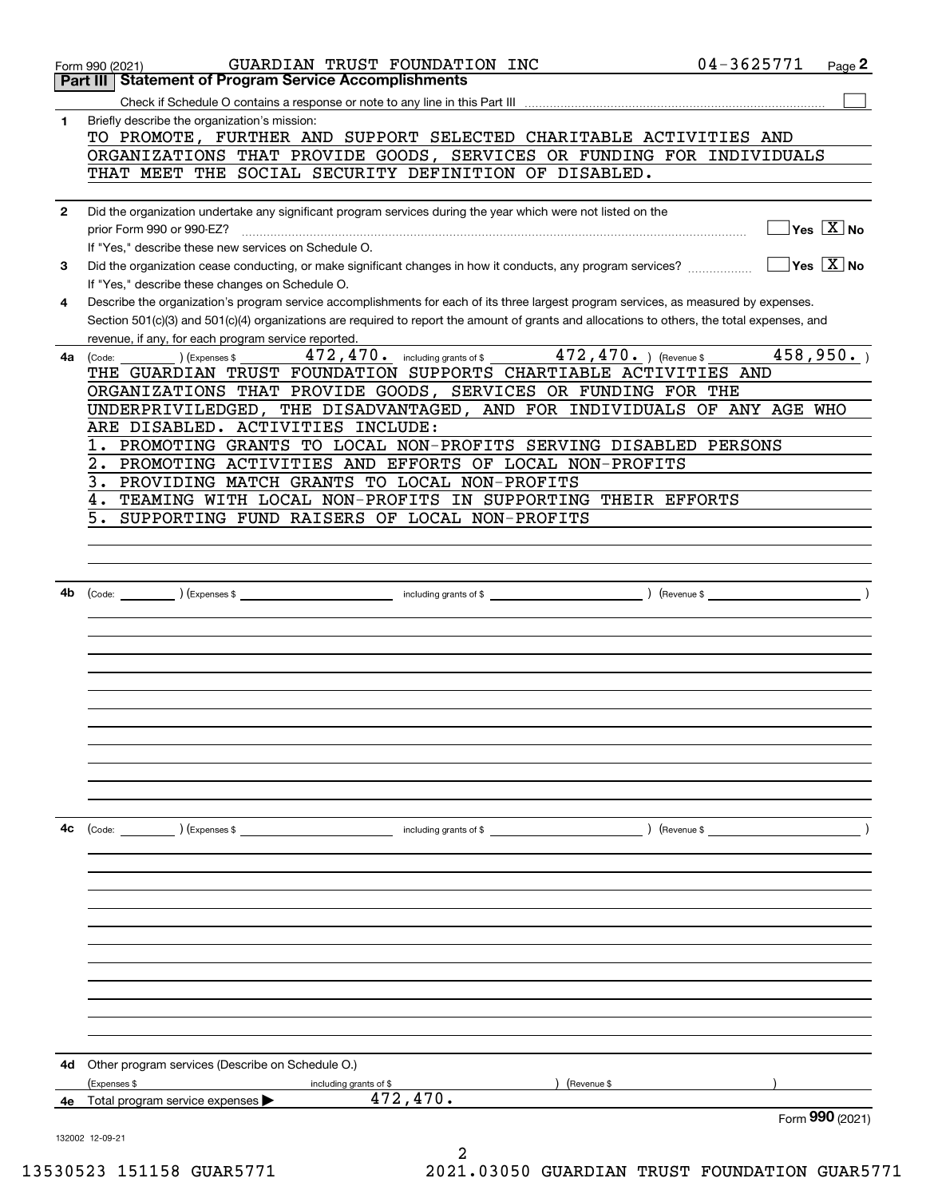Form 990 (2021) GUARDIAN TRUST FOUNDATION INC 04-3625771 Page 2

## Part III Statement of Program Service Accomplishments

Check if Schedule O contains a response or note to any line in this Part III ☐

**1** Briefly describe the organization's mission:

TO PROMOTE, FURTHER AND SUPPORT SELECTED CHARITABLE ACTIVITIES AND ORGANIZATIONS THAT PROVIDE GOODS, SERVICES OR FUNDING FOR INDIVIDUALS THAT MEET THE SOCIAL SECURITY DEFINITION OF DISABLED.

**2** Did the organization undertake any significant program services during the year which were not listed on the prior Form 990 or 990-EZ? ☐ Yes ☒ No

If "Yes," describe these new services on Schedule O.

**3** Did the organization cease conducting, or make significant changes in how it conducts, any program services? ☐ Yes ☒ No

If "Yes," describe these changes on Schedule O.

**4** Describe the organization's program service accomplishments for each of its three largest program services, as measured by expenses. Section 501(c)(3) and 501(c)(4) organizations are required to report the amount of grants and allocations to others, the total expenses, and revenue, if any, for each program service reported.

**4a** (Code: ) (Expenses $ 472,470. including grants of $ 472,470. ) (Revenue $ 458,950. )

THE GUARDIAN TRUST FOUNDATION SUPPORTS CHARTIABLE ACTIVITIES AND ORGANIZATIONS THAT PROVIDE GOODS, SERVICES OR FUNDING FOR THE UNDERPRIVILEDGED, THE DISADVANTAGED, AND FOR INDIVIDUALS OF ANY AGE WHO ARE DISABLED. ACTIVITIES INCLUDE:

1. PROMOTING GRANTS TO LOCAL NON-PROFITS SERVING DISABLED PERSONS
2. PROMOTING ACTIVITIES AND EFFORTS OF LOCAL NON-PROFITS
3. PROVIDING MATCH GRANTS TO LOCAL NON-PROFITS
4. TEAMING WITH LOCAL NON-PROFITS IN SUPPORTING THEIR EFFORTS
5. SUPPORTING FUND RAISERS OF LOCAL NON-PROFITS

**4b** (Code: ) (Expenses $ including grants of $ ) (Revenue $ )

**4c** (Code: ) (Expenses $ including grants of $ ) (Revenue $ )

**4d** Other program services (Describe on Schedule O.)

(Expenses $ including grants of $ ) (Revenue $ )

**4e** Total program services expenses ▶ 472,470.

Form **990** (2021)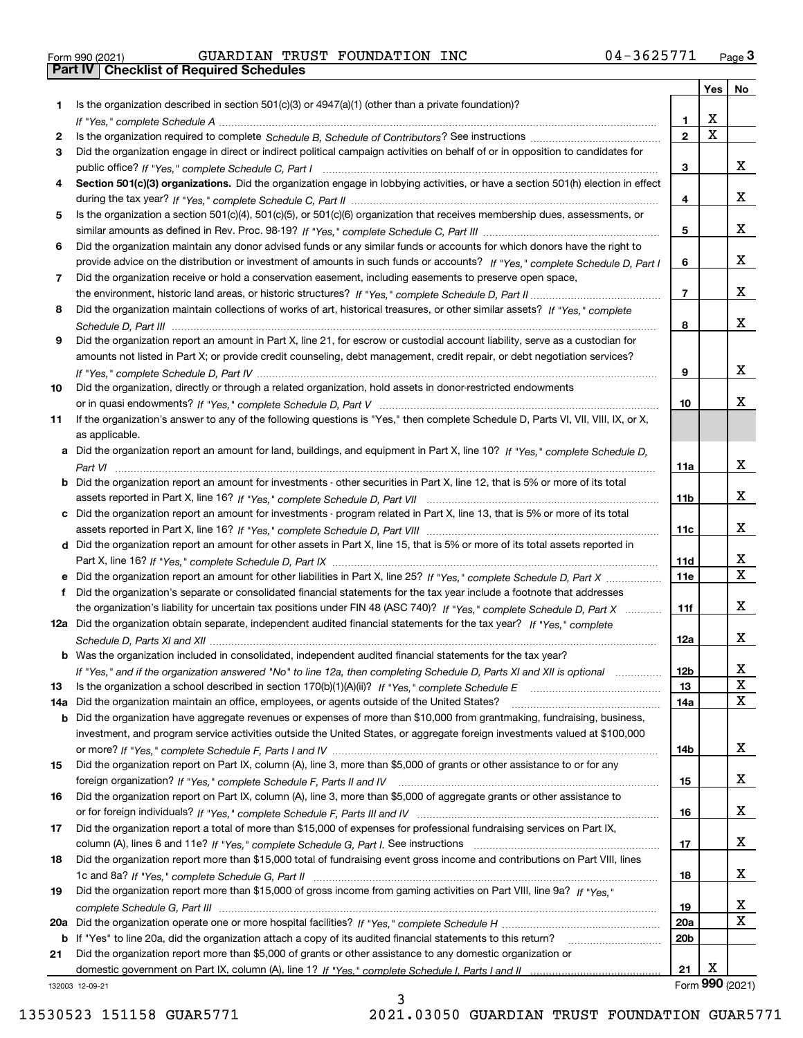Form 990 (2021) GUARDIAN TRUST FOUNDATION INC 04-3625771

## Part IV Checklist of Required Schedules

| | | | Yes | No |
|---|---|---|---|---|
| 1 | Is the organization described in section 501(c)(3) or 4947(a)(1) (other than a private foundation)? *If "Yes," complete Schedule A* | 1 | X | |
| 2 | Is the organization required to complete *Schedule B, Schedule of Contributors*? See instructions | 2 | X | |
| 3 | Did the organization engage in direct or indirect political campaign activities on behalf of or in opposition to candidates for public office? *If "Yes," complete Schedule C, Part I* | 3 | | X |
| 4 | **Section 501(c)(3) organizations.** Did the organization engage in lobbying activities, or have a section 501(h) election in effect during the tax year? *If "Yes," complete Schedule C, Part II* | 4 | | X |
| 5 | Is the organization a section 501(c)(4), 501(c)(5), or 501(c)(6) organization that receives membership dues, assessments, or similar amounts as defined in Rev. Proc. 98-19? *If "Yes," complete Schedule C, Part III* | 5 | | X |
| 6 | Did the organization maintain any donor advised funds or any similar funds or accounts for which donors have the right to provide advice on the distribution or investment of amounts in such funds or accounts? *If "Yes," complete Schedule D, Part I* | 6 | | X |
| 7 | Did the organization receive or hold a conservation easement, including easements to preserve open space, the environment, historic land areas, or historic structures? *If "Yes," complete Schedule D, Part II* | 7 | | X |
| 8 | Did the organization maintain collections of works of art, historical treasures, or other similar assets? *If "Yes," complete Schedule D, Part III* | 8 | | X |
| 9 | Did the organization report an amount in Part X, line 21, for escrow or custodial account liability, serve as a custodian for amounts not listed in Part X; or provide credit counseling, debt management, credit repair, or debt negotiation services? *If "Yes," complete Schedule D, Part IV* | 9 | | X |
| 10 | Did the organization, directly or through a related organization, hold assets in donor-restricted endowments or in quasi endowments? *If "Yes," complete Schedule D, Part V* | 10 | | X |
| 11 | If the organization's answer to any of the following questions is "Yes," then complete Schedule D, Parts VI, VII, VIII, IX, or X, as applicable. | | | |
| a | Did the organization report an amount for land, buildings, and equipment in Part X, line 10? *If "Yes," complete Schedule D, Part VI* | 11a | | X |
| b | Did the organization report an amount for investments - other securities in Part X, line 12, that is 5% or more of its total assets reported in Part X, line 16? *If "Yes," complete Schedule D, Part VII* | 11b | | X |
| c | Did the organization report an amount for investments - program related in Part X, line 13, that is 5% or more of its total assets reported in Part X, line 16? *If "Yes," complete Schedule D, Part VIII* | 11c | | X |
| d | Did the organization report an amount for other assets in Part X, line 15, that is 5% or more of its total assets reported in Part X, line 16? *If "Yes," complete Schedule D, Part IX* | 11d | | X |
| e | Did the organization report an amount for other liabilities in Part X, line 25? *If "Yes," complete Schedule D, Part X* | 11e | | X |
| f | Did the organization's separate or consolidated financial statements for the tax year include a footnote that addresses the organization's liability for uncertain tax positions under FIN 48 (ASC 740)? *If "Yes," complete Schedule D, Part X* | 11f | | X |
| 12a | Did the organization obtain separate, independent audited financial statements for the tax year? *If "Yes," complete Schedule D, Parts XI and XII* | 12a | | X |
| b | Was the organization included in consolidated, independent audited financial statements for the tax year? *If "Yes," and if the organization answered "No" to line 12a, then completing Schedule D, Parts XI and XII is optional* | 12b | | X |
| 13 | Is the organization a school described in section 170(b)(1)(A)(ii)? *If "Yes," complete Schedule E* | 13 | | X |
| 14a | Did the organization maintain an office, employees, or agents outside of the United States? | 14a | | X |
| b | Did the organization have aggregate revenues or expenses of more than $10,000 from grantmaking, fundraising, business, investment, and program service activities outside the United States, or aggregate foreign investments valued at $100,000 or more? *If "Yes," complete Schedule F, Parts I and IV* | 14b | | X |
| 15 | Did the organization report on Part IX, column (A), line 3, more than $5,000 of grants or other assistance to or for any foreign organization? *If "Yes," complete Schedule F, Parts II and IV* | 15 | | X |
| 16 | Did the organization report on Part IX, column (A), line 3, more than $5,000 of aggregate grants or other assistance to or for foreign individuals? *If "Yes," complete Schedule F, Parts III and IV* | 16 | | X |
| 17 | Did the organization report a total of more than $15,000 of expenses for professional fundraising services on Part IX, column (A), lines 6 and 11e? *If "Yes," complete Schedule G, Part I.* See instructions | 17 | | X |
| 18 | Did the organization report more than $15,000 total of fundraising event gross income and contributions on Part VIII, lines 1c and 8a? *If "Yes," complete Schedule G, Part II* | 18 | | X |
| 19 | Did the organization report more than $15,000 of gross income from gaming activities on Part VIII, line 9a? *If "Yes," complete Schedule G, Part III* | 19 | | X |
| 20a | Did the organization operate one or more hospital facilities? *If "Yes," complete Schedule H* | 20a | | X |
| b | If "Yes" to line 20a, did the organization attach a copy of its audited financial statements to this return? | 20b | | |
| 21 | Did the organization report more than $5,000 of grants or other assistance to any domestic organization or domestic government on Part IX, column (A), line 1? *If "Yes," complete Schedule I, Parts I and II* | 21 | X | |

132003 12-09-21 Form **990** (2021)

13530523 151158 GUAR5771 2021.03050 GUARDIAN TRUST FOUNDATION GUAR5771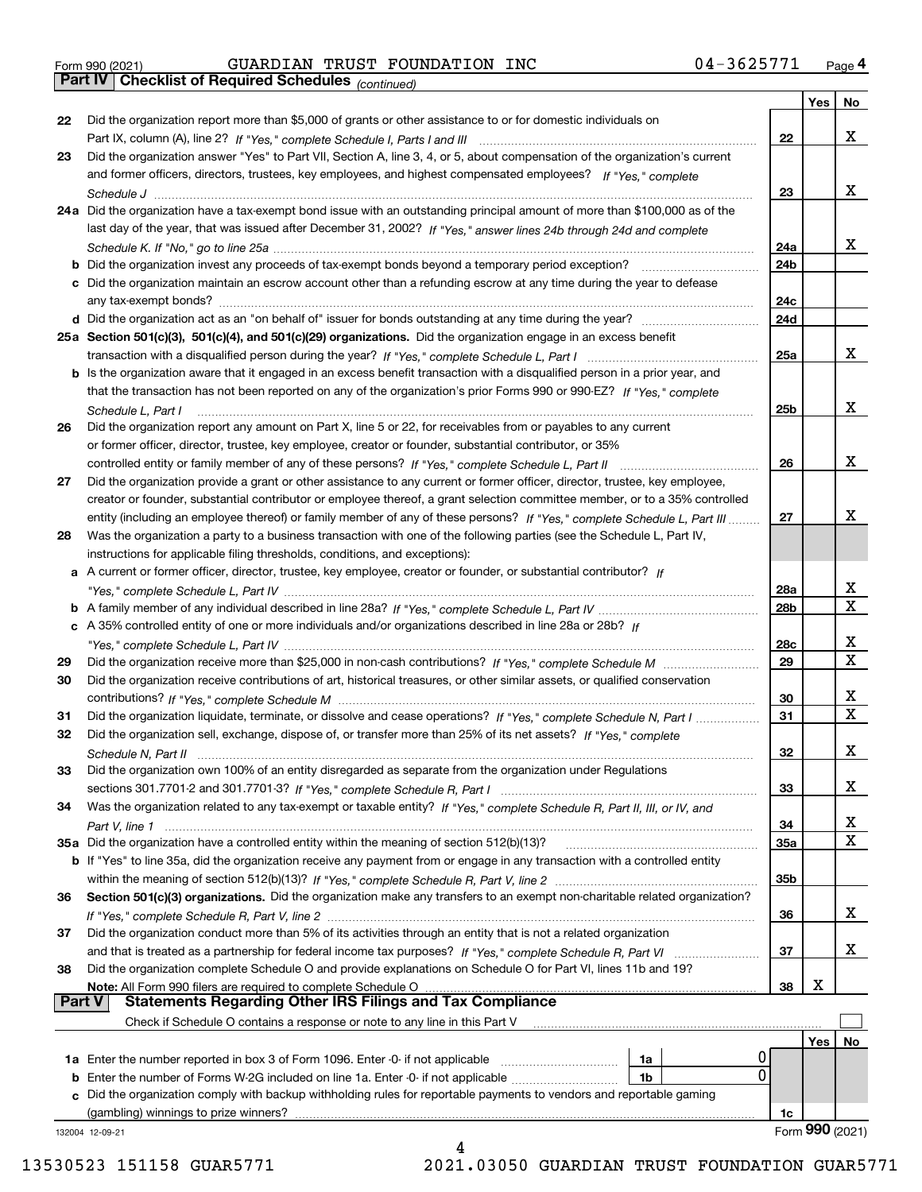Form 990 (2021) GUARDIAN TRUST FOUNDATION INC 04-3625771

## Part IV Checklist of Required Schedules *(continued)*

| | | | Yes | No |
|---|---|---|---|---|
| 22 | Did the organization report more than $5,000 of grants or other assistance to or for domestic individuals on Part IX, column (A), line 2? *If "Yes," complete Schedule I, Parts I and III* | 22 | | X |
| 23 | Did the organization answer "Yes" to Part VII, Section A, line 3, 4, or 5, about compensation of the organization's current and former officers, directors, trustees, key employees, and highest compensated employees? *If "Yes," complete Schedule J* | 23 | | X |
| 24a | Did the organization have a tax-exempt bond issue with an outstanding principal amount of more than $100,000 as of the last day of the year, that was issued after December 31, 2002? *If "Yes," answer lines 24b through 24d and complete Schedule K. If "No," go to line 25a* | 24a | | X |
| b | Did the organization invest any proceeds of tax-exempt bonds beyond a temporary period exception? | 24b | | |
| c | Did the organization maintain an escrow account other than a refunding escrow at any time during the year to defease any tax-exempt bonds? | 24c | | |
| d | Did the organization act as an "on behalf of" issuer for bonds outstanding at any time during the year? | 24d | | |
| 25a | **Section 501(c)(3), 501(c)(4), and 501(c)(29) organizations.** Did the organization engage in an excess benefit transaction with a disqualified person during the year? *If "Yes," complete Schedule L, Part I* | 25a | | X |
| b | Is the organization aware that it engaged in an excess benefit transaction with a disqualified person in a prior year, and that the transaction has not been reported on any of the organization's prior Forms 990 or 990-EZ? *If "Yes," complete Schedule L, Part I* | 25b | | X |
| 26 | Did the organization report any amount on Part X, line 5 or 22, for receivables from or payables to any current or former officer, director, trustee, key employee, creator or founder, substantial contributor, or 35% controlled entity or family member of any of these persons? *If "Yes," complete Schedule L, Part II* | 26 | | X |
| 27 | Did the organization provide a grant or other assistance to any current or former officer, director, trustee, key employee, creator or founder, substantial contributor or employee thereof, a grant selection committee member, or to a 35% controlled entity (including an employee thereof) or family member of any of these persons? *If "Yes," complete Schedule L, Part III* | 27 | | X |
| 28 | Was the organization a party to a business transaction with one of the following parties (see the Schedule L, Part IV, instructions for applicable filing thresholds, conditions, and exceptions): | | | |
| a | A current or former officer, director, trustee, key employee, creator or founder, or substantial contributor? *If "Yes," complete Schedule L, Part IV* | 28a | | X |
| b | A family member of any individual described in line 28a? *If "Yes," complete Schedule L, Part IV* | 28b | | X |
| c | A 35% controlled entity of one or more individuals and/or organizations described in line 28a or 28b? *If "Yes," complete Schedule L, Part IV* | 28c | | X |
| 29 | Did the organization receive more than $25,000 in non-cash contributions? *If "Yes," complete Schedule M* | 29 | | X |
| 30 | Did the organization receive contributions of art, historical treasures, or other similar assets, or qualified conservation contributions? *If "Yes," complete Schedule M* | 30 | | X |
| 31 | Did the organization liquidate, terminate, or dissolve and cease operations? *If "Yes," complete Schedule N, Part I* | 31 | | X |
| 32 | Did the organization sell, exchange, dispose of, or transfer more than 25% of its net assets? *If "Yes," complete Schedule N, Part II* | 32 | | X |
| 33 | Did the organization own 100% of an entity disregarded as separate from the organization under Regulations sections 301.7701-2 and 301.7701-3? *If "Yes," complete Schedule R, Part I* | 33 | | X |
| 34 | Was the organization related to any tax-exempt or taxable entity? *If "Yes," complete Schedule R, Part II, III, or IV, and Part V, line 1* | 34 | | X |
| 35a | Did the organization have a controlled entity within the meaning of section 512(b)(13)? | 35a | | X |
| b | If "Yes" to line 35a, did the organization receive any payment from or engage in any transaction with a controlled entity within the meaning of section 512(b)(13)? *If "Yes," complete Schedule R, Part V, line 2* | 35b | | |
| 36 | **Section 501(c)(3) organizations.** Did the organization make any transfers to an exempt non-charitable related organization? *If "Yes," complete Schedule R, Part V, line 2* | 36 | | X |
| 37 | Did the organization conduct more than 5% of its activities through an entity that is not a related organization and that is treated as a partnership for federal income tax purposes? *If "Yes," complete Schedule R, Part VI* | 37 | | X |
| 38 | Did the organization complete Schedule O and provide explanations on Schedule O for Part VI, lines 11b and 19? **Note:** All Form 990 filers are required to complete Schedule O | 38 | X | |

## Part V Statements Regarding Other IRS Filings and Tax Compliance

Check if Schedule O contains a response or note to any line in this Part V ☐

| | | | | | Yes | No |
|---|---|---|---|---|---|---|
| 1a | Enter the number reported in box 3 of Form 1096. Enter -0- if not applicable | 1a | 0 | | | |
| b | Enter the number of Forms W-2G included on line 1a. Enter -0- if not applicable | 1b | 0 | | | |
| c | Did the organization comply with backup withholding rules for reportable payments to vendors and reportable gaming (gambling) winnings to prize winners? | | | 1c | | |

132004 12-09-21 Form **990** (2021)

13530523 151158 GUAR5771 2021.03050 GUARDIAN TRUST FOUNDATION GUAR5771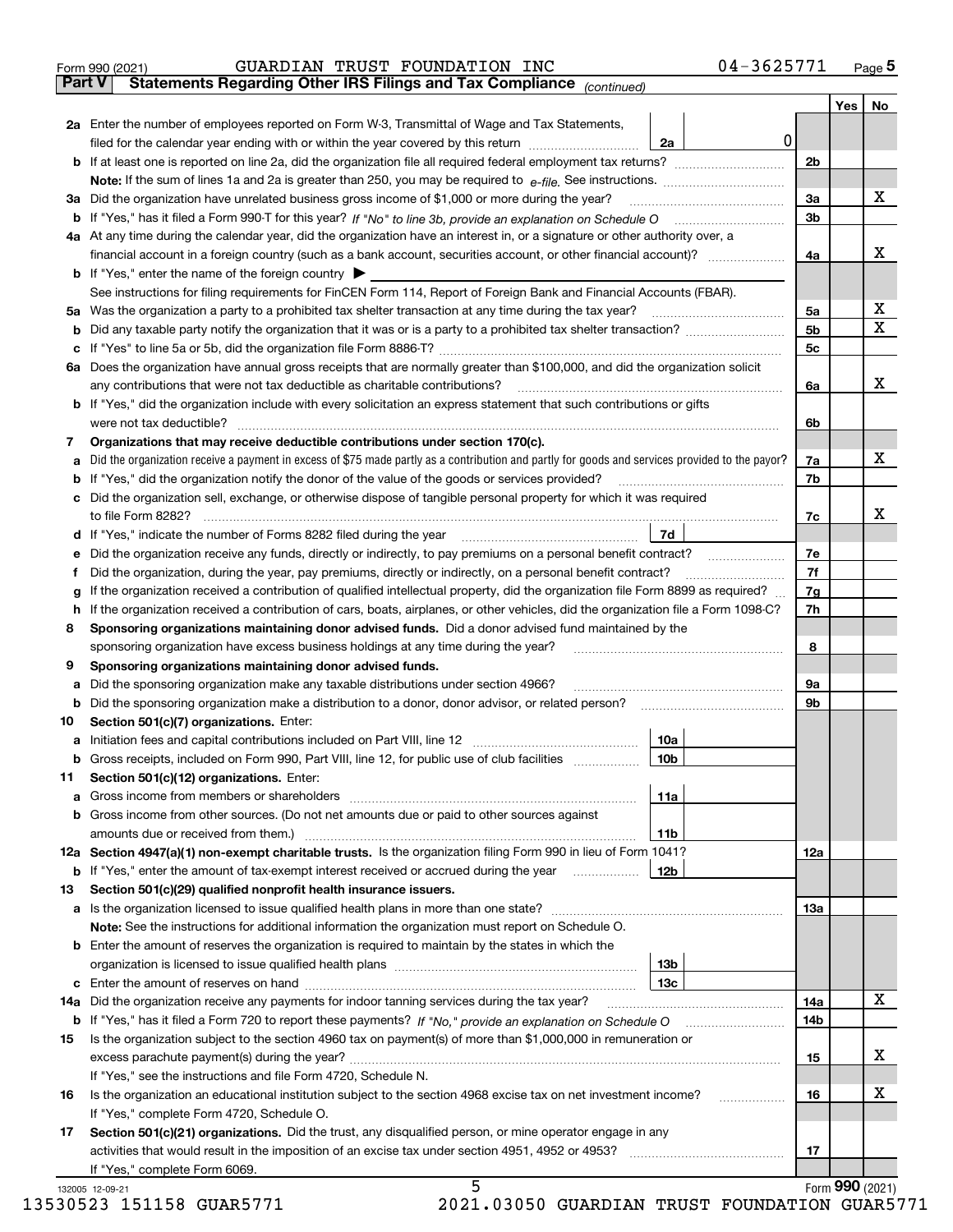Form 990 (2021) GUARDIAN TRUST FOUNDATION INC 04-3625771

**Part V Statements Regarding Other IRS Filings and Tax Compliance** *(continued)*

| | | | | Yes | No |
|---|---|---|---|---|---|
| **2a** | Enter the number of employees reported on Form W-3, Transmittal of Wage and Tax Statements, filed for the calendar year ending with or within the year covered by this return | 2a | 0 | | |
| **b** | If at least one is reported on line 2a, did the organization file all required federal employment tax returns? | | 2b | | |
| | **Note:** If the sum of lines 1a and 2a is greater than 250, you may be required to *e-file.* See instructions. | | | | |
| **3a** | Did the organization have unrelated business gross income of $1,000 or more during the year? | | 3a | | X |
| **b** | If "Yes," has it filed a Form 990-T for this year? *If "No" to line 3b, provide an explanation on Schedule O* | | 3b | | |
| **4a** | At any time during the calendar year, did the organization have an interest in, or a signature or other authority over, a financial account in a foreign country (such as a bank account, securities account, or other financial account)? | | 4a | | X |
| **b** | If "Yes," enter the name of the foreign country ▶ | | | | |
| | See instructions for filing requirements for FinCEN Form 114, Report of Foreign Bank and Financial Accounts (FBAR). | | | | |
| **5a** | Was the organization a party to a prohibited tax shelter transaction at any time during the tax year? | | 5a | | X |
| **b** | Did any taxable party notify the organization that it was or is a party to a prohibited tax shelter transaction? | | 5b | | X |
| **c** | If "Yes" to line 5a or 5b, did the organization file Form 8886-T? | | 5c | | |
| **6a** | Does the organization have annual gross receipts that are normally greater than $100,000, and did the organization solicit any contributions that were not tax deductible as charitable contributions? | | 6a | | X |
| **b** | If "Yes," did the organization include with every solicitation an express statement that such contributions or gifts were not tax deductible? | | 6b | | |
| **7** | **Organizations that may receive deductible contributions under section 170(c).** | | | | |
| **a** | Did the organization receive a payment in excess of $75 made partly as a contribution and partly for goods and services provided to the payor? | | 7a | | X |
| **b** | If "Yes," did the organization notify the donor of the value of the goods or services provided? | | 7b | | |
| **c** | Did the organization sell, exchange, or otherwise dispose of tangible personal property for which it was required to file Form 8282? | | 7c | | X |
| **d** | If "Yes," indicate the number of Forms 8282 filed during the year | 7d | | | |
| **e** | Did the organization receive any funds, directly or indirectly, to pay premiums on a personal benefit contract? | | 7e | | |
| **f** | Did the organization, during the year, pay premiums, directly or indirectly, on a personal benefit contract? | | 7f | | |
| **g** | If the organization received a contribution of qualified intellectual property, did the organization file Form 8899 as required? | | 7g | | |
| **h** | If the organization received a contribution of cars, boats, airplanes, or other vehicles, did the organization file a Form 1098-C? | | 7h | | |
| **8** | **Sponsoring organizations maintaining donor advised funds.** Did a donor advised fund maintained by the sponsoring organization have excess business holdings at any time during the year? | | 8 | | |
| **9** | **Sponsoring organizations maintaining donor advised funds.** | | | | |
| **a** | Did the sponsoring organization make any taxable distributions under section 4966? | | 9a | | |
| **b** | Did the sponsoring organization make a distribution to a donor, donor advisor, or related person? | | 9b | | |
| **10** | **Section 501(c)(7) organizations.** Enter: | | | | |
| **a** | Initiation fees and capital contributions included on Part VIII, line 12 | 10a | | | |
| **b** | Gross receipts, included on Form 990, Part VIII, line 12, for public use of club facilities | 10b | | | |
| **11** | **Section 501(c)(12) organizations.** Enter: | | | | |
| **a** | Gross income from members or shareholders | 11a | | | |
| **b** | Gross income from other sources. (Do not net amounts due or paid to other sources against amounts due or received from them.) | 11b | | | |
| **12a** | **Section 4947(a)(1) non-exempt charitable trusts.** Is the organization filing Form 990 in lieu of Form 1041? | | 12a | | |
| **b** | If "Yes," enter the amount of tax-exempt interest received or accrued during the year | 12b | | | |
| **13** | **Section 501(c)(29) qualified nonprofit health insurance issuers.** | | | | |
| **a** | Is the organization licensed to issue qualified health plans in more than one state? | | 13a | | |
| | **Note:** See the instructions for additional information the organization must report on Schedule O. | | | | |
| **b** | Enter the amount of reserves the organization is required to maintain by the states in which the organization is licensed to issue qualified health plans | 13b | | | |
| **c** | Enter the amount of reserves on hand | 13c | | | |
| **14a** | Did the organization receive any payments for indoor tanning services during the tax year? | | 14a | | X |
| **b** | If "Yes," has it filed a Form 720 to report these payments? *If "No," provide an explanation on Schedule O* | | 14b | | |
| **15** | Is the organization subject to the section 4960 tax on payment(s) of more than $1,000,000 in remuneration or excess parachute payment(s) during the year? | | 15 | | X |
| | If "Yes," see the instructions and file Form 4720, Schedule N. | | | | |
| **16** | Is the organization an educational institution subject to the section 4968 excise tax on net investment income? | | 16 | | X |
| | If "Yes," complete Form 4720, Schedule O. | | | | |
| **17** | **Section 501(c)(21) organizations.** Did the trust, any disqualified person, or mine operator engage in any activities that would result in the imposition of an excise tax under section 4951, 4952 or 4953? | | 17 | | |
| | If "Yes," complete Form 6069. | | | | |

Form **990** (2021)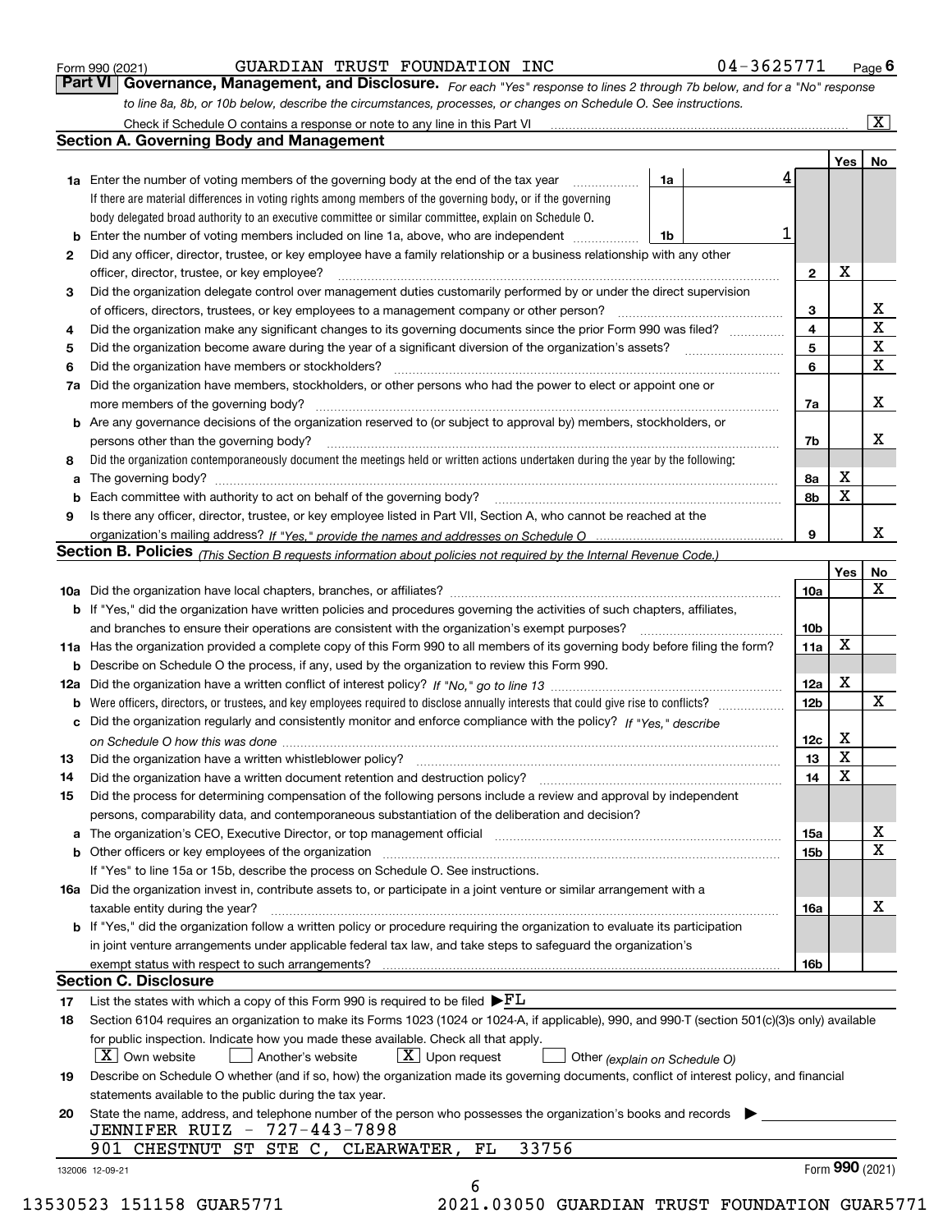Form 990 (2021) GUARDIAN TRUST FOUNDATION INC 04-3625771 Page 6

## Part VI Governance, Management, and Disclosure.

*For each "Yes" response to lines 2 through 7b below, and for a "No" response to line 8a, 8b, or 10b below, describe the circumstances, processes, or changes on Schedule O. See instructions.*

Check if Schedule O contains a response or note to any line in this Part VI [X]

### Section A. Governing Body and Management

| | | | | | Yes | No |
|---|---|---|---|---|---|---|
| **1a** | Enter the number of voting members of the governing body at the end of the tax year | 1a | 4 | | | |
| | If there are material differences in voting rights among members of the governing body, or if the governing body delegated broad authority to an executive committee or similar committee, explain on Schedule O. | | | | | |
| **b** | Enter the number of voting members included on line 1a, above, who are independent | 1b | 1 | | | |
| **2** | Did any officer, director, trustee, or key employee have a family relationship or a business relationship with any other officer, director, trustee, or key employee? | | | 2 | X | |
| **3** | Did the organization delegate control over management duties customarily performed by or under the direct supervision of officers, directors, trustees, or key employees to a management company or other person? | | | 3 | | X |
| **4** | Did the organization make any significant changes to its governing documents since the prior Form 990 was filed? | | | 4 | | X |
| **5** | Did the organization become aware during the year of a significant diversion of the organization's assets? | | | 5 | | X |
| **6** | Did the organization have members or stockholders? | | | 6 | | X |
| **7a** | Did the organization have members, stockholders, or other persons who had the power to elect or appoint one or more members of the governing body? | | | 7a | | X |
| **b** | Are any governance decisions of the organization reserved to (or subject to approval by) members, stockholders, or persons other than the governing body? | | | 7b | | X |
| **8** | Did the organization contemporaneously document the meetings held or written actions undertaken during the year by the following: | | | | | |
| **a** | The governing body? | | | 8a | X | |
| **b** | Each committee with authority to act on behalf of the governing body? | | | 8b | X | |
| **9** | Is there any officer, director, trustee, or key employee listed in Part VII, Section A, who cannot be reached at the organization's mailing address? *If "Yes," provide the names and addresses on Schedule O* | | | 9 | | X |

### Section B. Policies *(This Section B requests information about policies not required by the Internal Revenue Code.)*

| | | | Yes | No |
|---|---|---|---|---|
| **10a** | Did the organization have local chapters, branches, or affiliates? | 10a | | X |
| **b** | If "Yes," did the organization have written policies and procedures governing the activities of such chapters, affiliates, and branches to ensure their operations are consistent with the organization's exempt purposes? | 10b | | |
| **11a** | Has the organization provided a complete copy of this Form 990 to all members of its governing body before filing the form? | 11a | X | |
| **b** | Describe on Schedule O the process, if any, used by the organization to review this Form 990. | | | |
| **12a** | Did the organization have a written conflict of interest policy? *If "No," go to line 13* | 12a | X | |
| **b** | Were officers, directors, or trustees, and key employees required to disclose annually interests that could give rise to conflicts? | 12b | | X |
| **c** | Did the organization regularly and consistently monitor and enforce compliance with the policy? *If "Yes," describe on Schedule O how this was done* | 12c | X | |
| **13** | Did the organization have a written whistleblower policy? | 13 | X | |
| **14** | Did the organization have a written document retention and destruction policy? | 14 | X | |
| **15** | Did the process for determining compensation of the following persons include a review and approval by independent persons, comparability data, and contemporaneous substantiation of the deliberation and decision? | | | |
| **a** | The organization's CEO, Executive Director, or top management official | 15a | | X |
| **b** | Other officers or key employees of the organization | 15b | | X |
| | If "Yes" to line 15a or 15b, describe the process on Schedule O. See instructions. | | | |
| **16a** | Did the organization invest in, contribute assets to, or participate in a joint venture or similar arrangement with a taxable entity during the year? | 16a | | X |
| **b** | If "Yes," did the organization follow a written policy or procedure requiring the organization to evaluate its participation in joint venture arrangements under applicable federal tax law, and take steps to safeguard the organization's exempt status with respect to such arrangements? | 16b | | |

### Section C. Disclosure

**17** List the states with which a copy of this Form 990 is required to be filed ▶FL

**18** Section 6104 requires an organization to make its Forms 1023 (1024 or 1024-A, if applicable), 990, and 990-T (section 501(c)(3)s only) available for public inspection. Indicate how you made these available. Check all that apply.

[X] Own website [ ] Another's website [X] Upon request [ ] Other *(explain on Schedule O)*

**19** Describe on Schedule O whether (and if so, how) the organization made its governing documents, conflict of interest policy, and financial statements available to the public during the tax year.

**20** State the name, address, and telephone number of the person who possesses the organization's books and records ▶

JENNIFER RUIZ - 727-443-7898
901 CHESTNUT ST STE C, CLEARWATER, FL 33756

132006 12-09-21 Form **990** (2021)

13530523 151158 GUAR5771 2021.03050 GUARDIAN TRUST FOUNDATION GUAR5771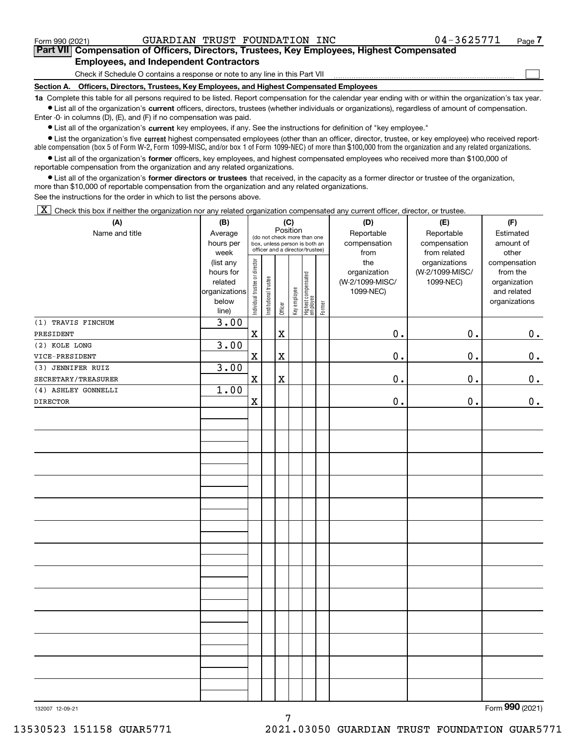Form 990 (2021) GUARDIAN TRUST FOUNDATION INC 04-3625771 Page 7

## Part VII Compensation of Officers, Directors, Trustees, Key Employees, Highest Compensated Employees, and Independent Contractors

Check if Schedule O contains a response or note to any line in this Part VII ☐

### Section A. Officers, Directors, Trustees, Key Employees, and Highest Compensated Employees

**1a** Complete this table for all persons required to be listed. Report compensation for the calendar year ending with or within the organization's tax year.

- List all of the organization's **current** officers, directors, trustees (whether individuals or organizations), regardless of amount of compensation. Enter -0- in columns (D), (E), and (F) if no compensation was paid.
- List all of the organization's **current** key employees, if any. See the instructions for definition of "key employee."
- List the organization's five **current** highest compensated employees (other than an officer, director, trustee, or key employee) who received reportable compensation (box 5 of Form W-2, Form 1099-MISC, and/or box 1 of Form 1099-NEC) of more than $100,000 from the organization and any related organizations.
- List all of the organization's **former** officers, key employees, and highest compensated employees who received more than $100,000 of reportable compensation from the organization and any related organizations.
- List all of the organization's **former directors or trustees** that received, in the capacity as a former director or trustee of the organization, more than $10,000 of reportable compensation from the organization and any related organizations.

See the instructions for the order in which to list the persons above.

☒ Check this box if neither the organization nor any related organization compensated any current officer, director, or trustee.

| (A) Name and title | (B) Average hours per week (list any hours for related organizations below line) | (C) Position: Individual trustee or director | Institutional trustee | Officer | Key employee | Highest compensated employee | Former | (D) Reportable compensation from the organization (W-2/1099-MISC/1099-NEC) | (E) Reportable compensation from related organizations (W-2/1099-MISC/1099-NEC) | (F) Estimated amount of other compensation from the organization and related organizations |
|---|---|---|---|---|---|---|---|---|---|---|
| (1) TRAVIS FINCHUM PRESIDENT | 3.00 | X | | X | | | | 0. | 0. | 0. |
| (2) KOLE LONG VICE-PRESIDENT | 3.00 | X | | X | | | | 0. | 0. | 0. |
| (3) JENNIFER RUIZ SECRETARY/TREASURER | 3.00 | X | | X | | | | 0. | 0. | 0. |
| (4) ASHLEY GONNELLI DIRECTOR | 1.00 | X | | | | | | 0. | 0. | 0. |

132007 12-09-21

Form **990** (2021)

13530523 151158 GUAR5771 2021.03050 GUARDIAN TRUST FOUNDATION GUAR5771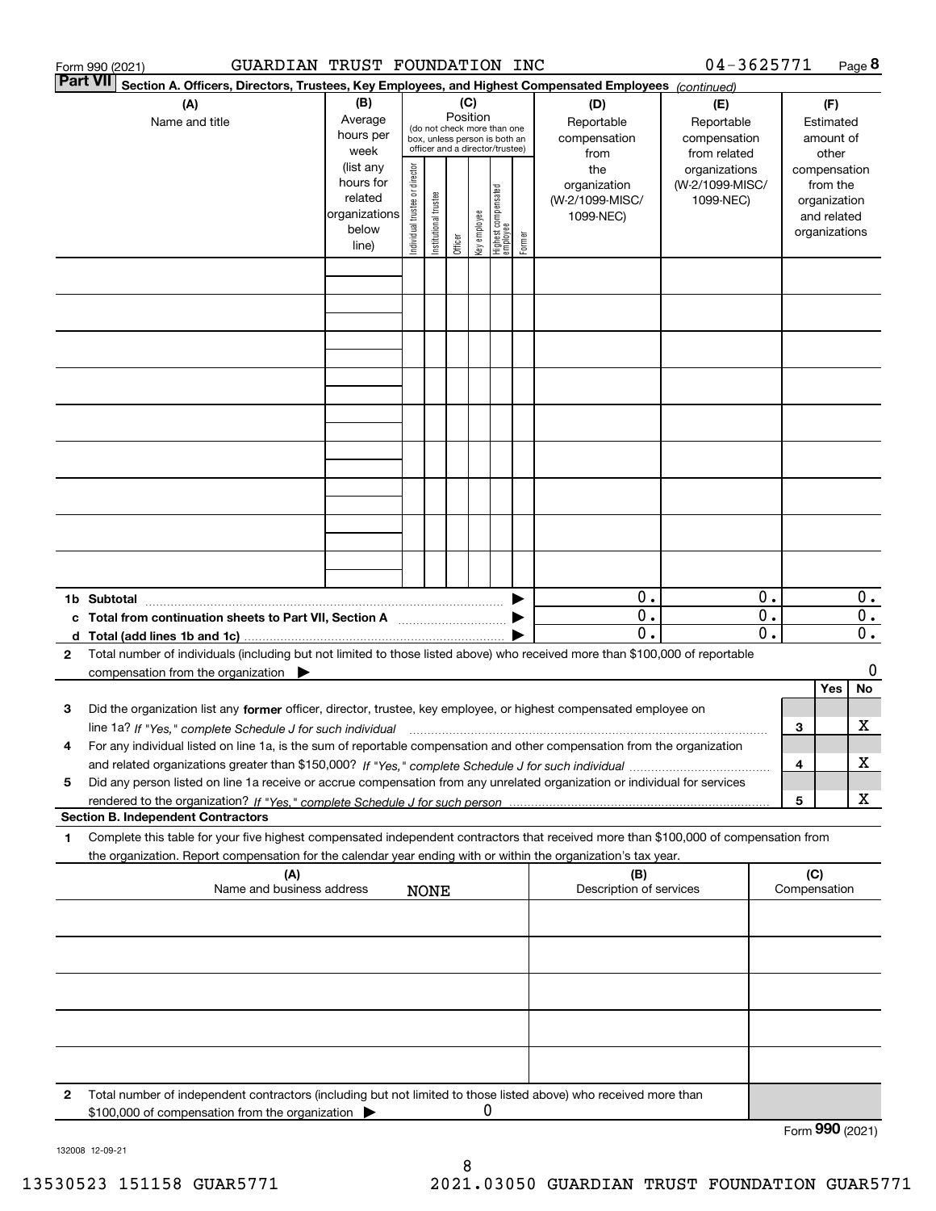Form 990 (2021) GUARDIAN TRUST FOUNDATION INC 04-3625771 Page 8

**Part VII Section A. Officers, Directors, Trustees, Key Employees, and Highest Compensated Employees** *(continued)*

| (A) Name and title | (B) Average hours per week (list any hours for related organizations below line) | (C) Position (do not check more than one box, unless person is both an officer and a director/trustee): Individual trustee or director | Institutional trustee | Officer | Key employee | Highest compensated employee | Former | (D) Reportable compensation from the organization (W-2/1099-MISC/ 1099-NEC) | (E) Reportable compensation from related organizations (W-2/1099-MISC/ 1099-NEC) | (F) Estimated amount of other compensation from the organization and related organizations |
|---|---|---|---|---|---|---|---|---|---|---|
| | | | | | | | | | | |
| | | | | | | | | | | |
| | | | | | | | | | | |
| | | | | | | | | | | |
| | | | | | | | | | | |
| | | | | | | | | | | |
| | | | | | | | | | | |
| | | | | | | | | | | |
| | | | | | | | | | | |
| **1b Subtotal** | | | | | | | | 0. | 0. | 0. |
| **c Total from continuation sheets to Part VII, Section A** | | | | | | | | 0. | 0. | 0. |
| **d Total (add lines 1b and 1c)** | | | | | | | | 0. | 0. | 0. |

2 Total number of individuals (including but not limited to those listed above) who received more than $100,000 of reportable compensation from the organization ▶ 0

| | | Yes | No |
|---|---|---|---|
| 3 Did the organization list any **former** officer, director, trustee, key employee, or highest compensated employee on line 1a? *If "Yes," complete Schedule J for such individual* | 3 | | X |
| 4 For any individual listed on line 1a, is the sum of reportable compensation and other compensation from the organization and related organizations greater than $150,000? *If "Yes," complete Schedule J for such individual* | 4 | | X |
| 5 Did any person listed on line 1a receive or accrue compensation from any unrelated organization or individual for services rendered to the organization? *If "Yes," complete Schedule J for such person* | 5 | | X |

**Section B. Independent Contractors**

1 Complete this table for your five highest compensated independent contractors that received more than $100,000 of compensation from the organization. Report compensation for the calendar year ending with or within the organization's tax year.

| (A) Name and business address | (B) Description of services | (C) Compensation |
|---|---|---|
| NONE | | |
| | | |
| | | |
| | | |
| | | |

2 Total number of independent contractors (including but not limited to those listed above) who received more than $100,000 of compensation from the organization ▶ 0

Form **990** (2021)

132008 12-09-21

13530523 151158 GUAR5771 2021.03050 GUARDIAN TRUST FOUNDATION GUAR5771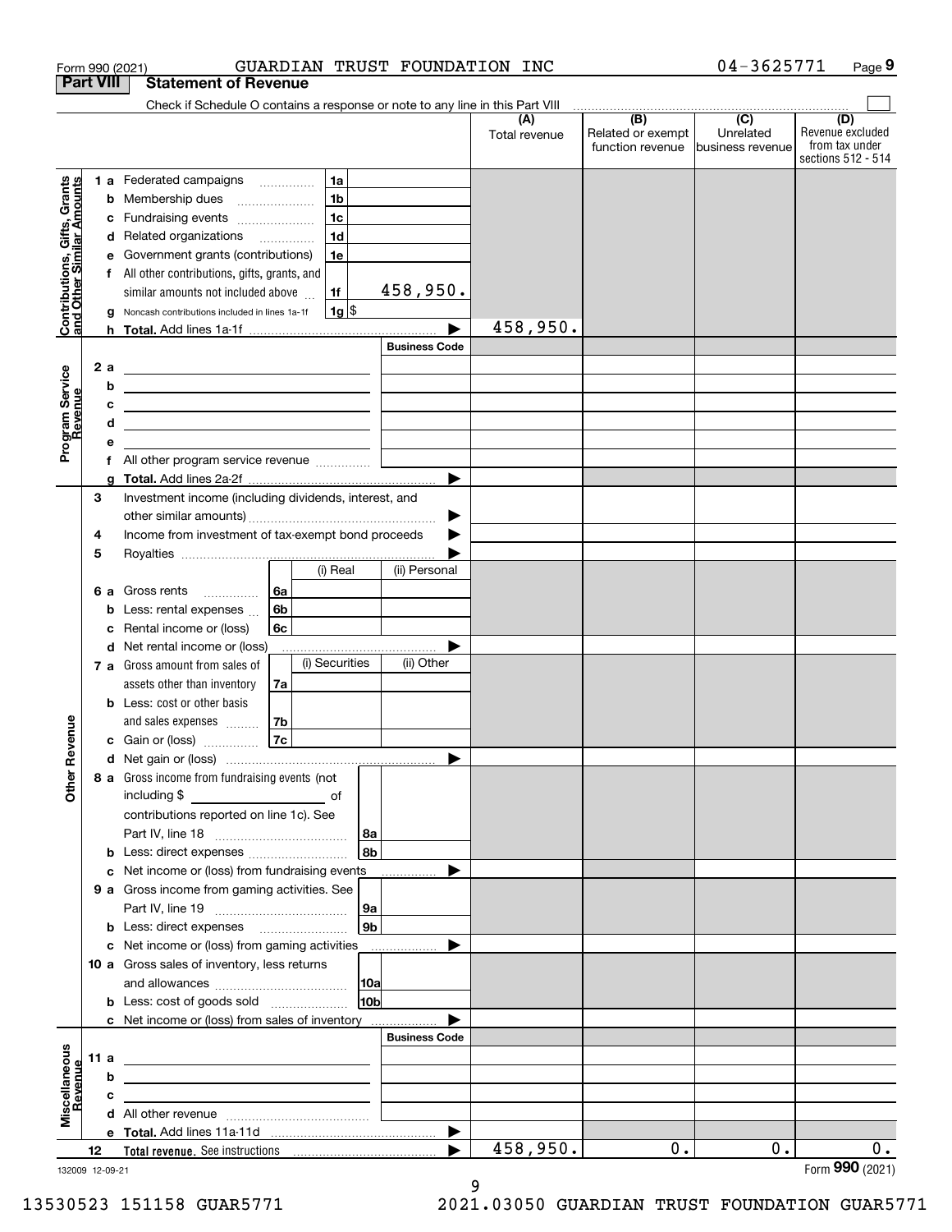Form 990 (2021) GUARDIAN TRUST FOUNDATION INC 04-3625771

## Part VIII Statement of Revenue

Check if Schedule O contains a response or note to any line in this Part VIII

| | | | (A) Total revenue | (B) Related or exempt function revenue | (C) Unrelated business revenue | (D) Revenue excluded from tax under sections 512 - 514 |
|---|---|---|---|---|---|---|
| **Contributions, Gifts, Grants and Other Similar Amounts** | 1a Federated campaigns | 1a | | | | |
| | b Membership dues | 1b | | | | |
| | c Fundraising events | 1c | | | | |
| | d Related organizations | 1d | | | | |
| | e Government grants (contributions) | 1e | | | | |
| | f All other contributions, gifts, grants, and similar amounts not included above | 1f 458,950. | | | | |
| | g Noncash contributions included in lines 1a-1f | 1g $ | | | | |
| | h Total. Add lines 1a-1f | | 458,950. | | | |
| **Program Service Revenue** | | Business Code | | | | |
| | 2a | | | | | |
| | b | | | | | |
| | c | | | | | |
| | d | | | | | |
| | e | | | | | |
| | f All other program service revenue | | | | | |
| | g Total. Add lines 2a-2f | | | | | |
| **Other Revenue** | 3 Investment income (including dividends, interest, and other similar amounts) | | | | | |
| | 4 Income from investment of tax-exempt bond proceeds | | | | | |
| | 5 Royalties | | | | | |
| | | (i) Real / (ii) Personal | | | | |
| | 6a Gross rents | 6a | | | | |
| | b Less: rental expenses | 6b | | | | |
| | c Rental income or (loss) | 6c | | | | |
| | d Net rental income or (loss) | | | | | |
| | | (i) Securities / (ii) Other | | | | |
| | 7a Gross amount from sales of assets other than inventory | 7a | | | | |
| | b Less: cost or other basis and sales expenses | 7b | | | | |
| | c Gain or (loss) | 7c | | | | |
| | d Net gain or (loss) | | | | | |
| | 8a Gross income from fundraising events (not including $ ____ of contributions reported on line 1c). See Part IV, line 18 | 8a | | | | |
| | b Less: direct expenses | 8b | | | | |
| | c Net income or (loss) from fundraising events | | | | | |
| | 9a Gross income from gaming activities. See Part IV, line 19 | 9a | | | | |
| | b Less: direct expenses | 9b | | | | |
| | c Net income or (loss) from gaming activities | | | | | |
| | 10a Gross sales of inventory, less returns and allowances | 10a | | | | |
| | b Less: cost of goods sold | 10b | | | | |
| | c Net income or (loss) from sales of inventory | | | | | |
| **Miscellaneous Revenue** | | Business Code | | | | |
| | 11a | | | | | |
| | b | | | | | |
| | c | | | | | |
| | d All other revenue | | | | | |
| | e Total. Add lines 11a-11d | | | | | |
| | 12 Total revenue. See instructions | | 458,950. | 0. | 0. | 0. |

132009 12-09-21

Form 990 (2021)

13530523 151158 GUAR5771 2021.03050 GUARDIAN TRUST FOUNDATION GUAR5771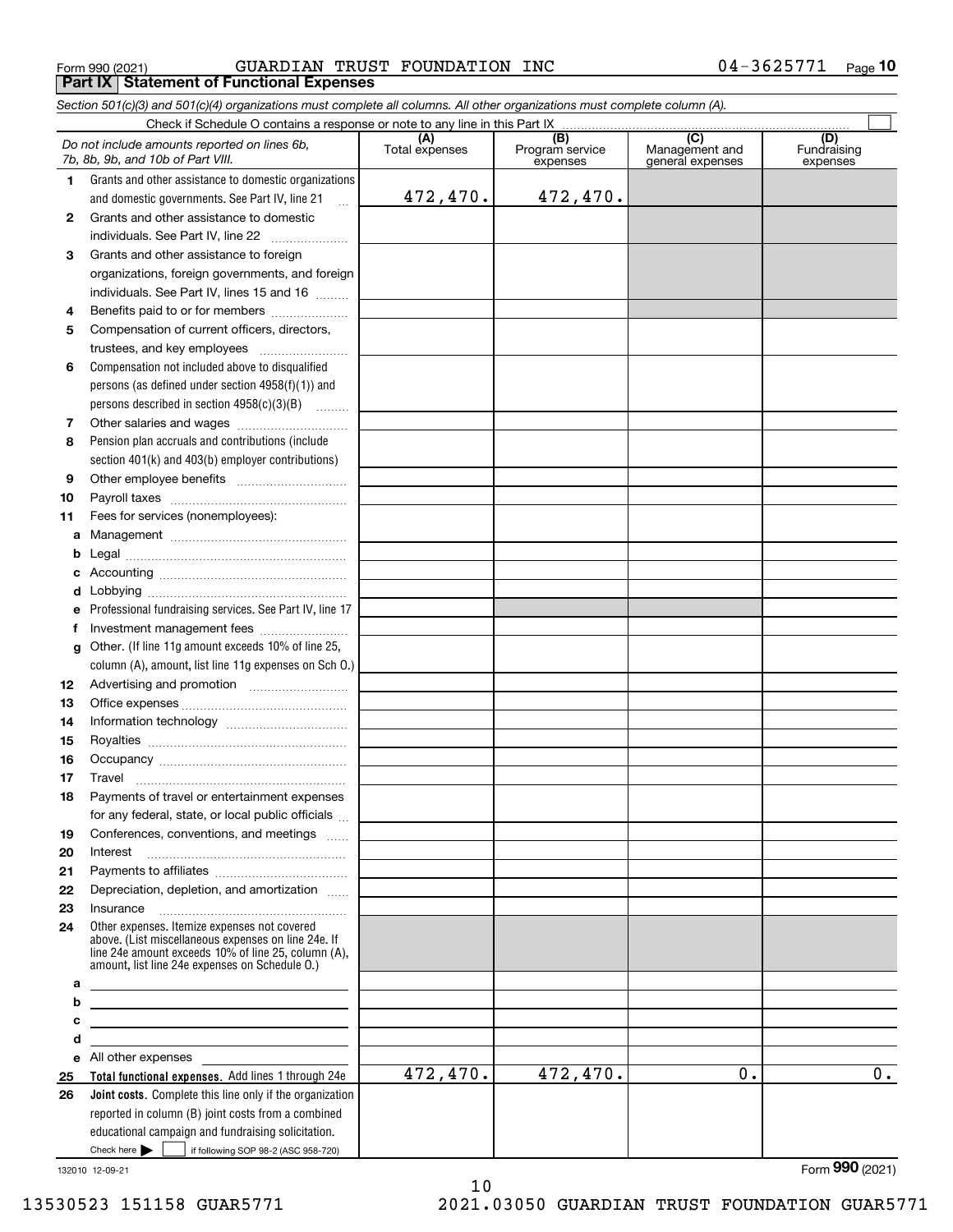Form 990 (2021) GUARDIAN TRUST FOUNDATION INC 04-3625771

## Part IX Statement of Functional Expenses

*Section 501(c)(3) and 501(c)(4) organizations must complete all columns. All other organizations must complete column (A).*

Check if Schedule O contains a response or note to any line in this Part IX ☐

| | *Do not include amounts reported on lines 6b, 7b, 8b, 9b, and 10b of Part VIII.* | (A) Total expenses | (B) Program service expenses | (C) Management and general expenses | (D) Fundraising expenses |
|---|---|---|---|---|---|
| 1 | Grants and other assistance to domestic organizations and domestic governments. See Part IV, line 21 | 472,470. | 472,470. | | |
| 2 | Grants and other assistance to domestic individuals. See Part IV, line 22 | | | | |
| 3 | Grants and other assistance to foreign organizations, foreign governments, and foreign individuals. See Part IV, lines 15 and 16 | | | | |
| 4 | Benefits paid to or for members | | | | |
| 5 | Compensation of current officers, directors, trustees, and key employees | | | | |
| 6 | Compensation not included above to disqualified persons (as defined under section 4958(f)(1)) and persons described in section 4958(c)(3)(B) | | | | |
| 7 | Other salaries and wages | | | | |
| 8 | Pension plan accruals and contributions (include section 401(k) and 403(b) employer contributions) | | | | |
| 9 | Other employee benefits | | | | |
| 10 | Payroll taxes | | | | |
| 11 | Fees for services (nonemployees): | | | | |
| a | Management | | | | |
| b | Legal | | | | |
| c | Accounting | | | | |
| d | Lobbying | | | | |
| e | Professional fundraising services. See Part IV, line 17 | | | | |
| f | Investment management fees | | | | |
| g | Other. (If line 11g amount exceeds 10% of line 25, column (A), amount, list line 11g expenses on Sch O.) | | | | |
| 12 | Advertising and promotion | | | | |
| 13 | Office expenses | | | | |
| 14 | Information technology | | | | |
| 15 | Royalties | | | | |
| 16 | Occupancy | | | | |
| 17 | Travel | | | | |
| 18 | Payments of travel or entertainment expenses for any federal, state, or local public officials | | | | |
| 19 | Conferences, conventions, and meetings | | | | |
| 20 | Interest | | | | |
| 21 | Payments to affiliates | | | | |
| 22 | Depreciation, depletion, and amortization | | | | |
| 23 | Insurance | | | | |
| 24 | Other expenses. Itemize expenses not covered above. (List miscellaneous expenses on line 24e. If line 24e amount exceeds 10% of line 25, column (A), amount, list line 24e expenses on Schedule O.) | | | | |
| a | | | | | |
| b | | | | | |
| c | | | | | |
| d | | | | | |
| e | All other expenses | | | | |
| 25 | **Total functional expenses.** Add lines 1 through 24e | 472,470. | 472,470. | 0. | 0. |
| 26 | **Joint costs.** Complete this line only if the organization reported in column (B) joint costs from a combined educational campaign and fundraising solicitation. Check here ☐ if following SOP 98-2 (ASC 958-720) | | | | |

132010 12-09-21

Form **990** (2021)

13530523 151158 GUAR5771 2021.03050 GUARDIAN TRUST FOUNDATION GUAR5771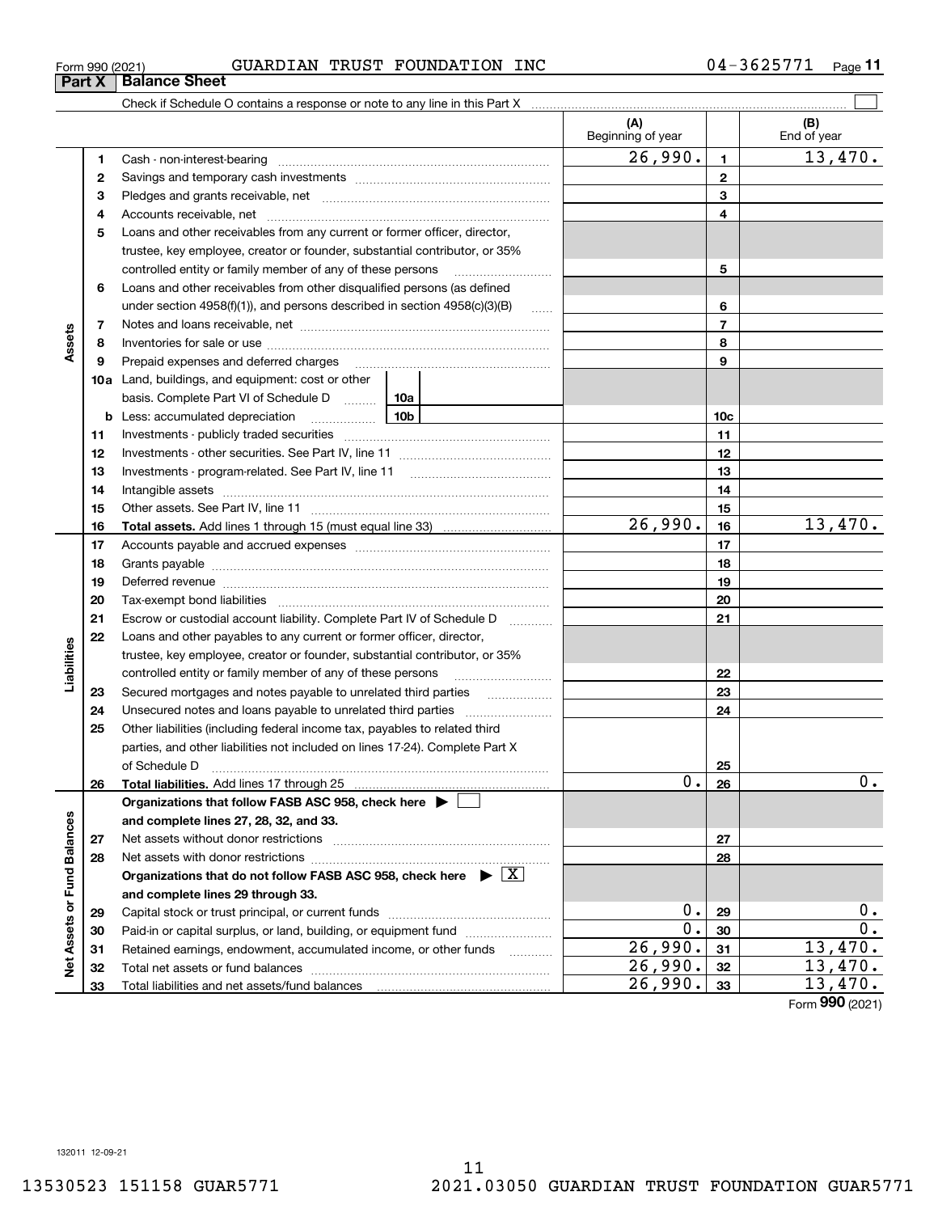Form 990 (2021) GUARDIAN TRUST FOUNDATION INC 04-3625771

## Part X | Balance Sheet

Check if Schedule O contains a response or note to any line in this Part X ☐

| Section | Line | Description | (A) Beginning of year | Line | (B) End of year |
|---|---|---|---|---|---|
| Assets | 1 | Cash - non-interest-bearing | 26,990. | 1 | 13,470. |
| | 2 | Savings and temporary cash investments | | 2 | |
| | 3 | Pledges and grants receivable, net | | 3 | |
| | 4 | Accounts receivable, net | | 4 | |
| | 5 | Loans and other receivables from any current or former officer, director, trustee, key employee, creator or founder, substantial contributor, or 35% controlled entity or family member of any of these persons | | 5 | |
| | 6 | Loans and other receivables from other disqualified persons (as defined under section 4958(f)(1)), and persons described in section 4958(c)(3)(B) | | 6 | |
| | 7 | Notes and loans receivable, net | | 7 | |
| | 8 | Inventories for sale or use | | 8 | |
| | 9 | Prepaid expenses and deferred charges | | 9 | |
| | 10a | Land, buildings, and equipment: cost or other basis. Complete Part VI of Schedule D — 10a | | | |
| | b | Less: accumulated depreciation — 10b | | 10c | |
| | 11 | Investments - publicly traded securities | | 11 | |
| | 12 | Investments - other securities. See Part IV, line 11 | | 12 | |
| | 13 | Investments - program-related. See Part IV, line 11 | | 13 | |
| | 14 | Intangible assets | | 14 | |
| | 15 | Other assets. See Part IV, line 11 | | 15 | |
| | 16 | **Total assets.** Add lines 1 through 15 (must equal line 33) | 26,990. | 16 | 13,470. |
| Liabilities | 17 | Accounts payable and accrued expenses | | 17 | |
| | 18 | Grants payable | | 18 | |
| | 19 | Deferred revenue | | 19 | |
| | 20 | Tax-exempt bond liabilities | | 20 | |
| | 21 | Escrow or custodial account liability. Complete Part IV of Schedule D | | 21 | |
| | 22 | Loans and other payables to any current or former officer, director, trustee, key employee, creator or founder, substantial contributor, or 35% controlled entity or family member of any of these persons | | 22 | |
| | 23 | Secured mortgages and notes payable to unrelated third parties | | 23 | |
| | 24 | Unsecured notes and loans payable to unrelated third parties | | 24 | |
| | 25 | Other liabilities (including federal income tax, payables to related third parties, and other liabilities not included on lines 17-24). Complete Part X of Schedule D | | 25 | |
| | 26 | **Total liabilities.** Add lines 17 through 25 | 0. | 26 | 0. |
| Net Assets or Fund Balances | | **Organizations that follow FASB ASC 958, check here** ☐ **and complete lines 27, 28, 32, and 33.** | | | |
| | 27 | Net assets without donor restrictions | | 27 | |
| | 28 | Net assets with donor restrictions | | 28 | |
| | | **Organizations that do not follow FASB ASC 958, check here** ☒ **and complete lines 29 through 33.** | | | |
| | 29 | Capital stock or trust principal, or current funds | 0. | 29 | 0. |
| | 30 | Paid-in or capital surplus, or land, building, or equipment fund | 0. | 30 | 0. |
| | 31 | Retained earnings, endowment, accumulated income, or other funds | 26,990. | 31 | 13,470. |
| | 32 | Total net assets or fund balances | 26,990. | 32 | 13,470. |
| | 33 | Total liabilities and net assets/fund balances | 26,990. | 33 | 13,470. |

Form **990** (2021)

132011 12-09-21

13530523 151158 GUAR5771 2021.03050 GUARDIAN TRUST FOUNDATION GUAR5771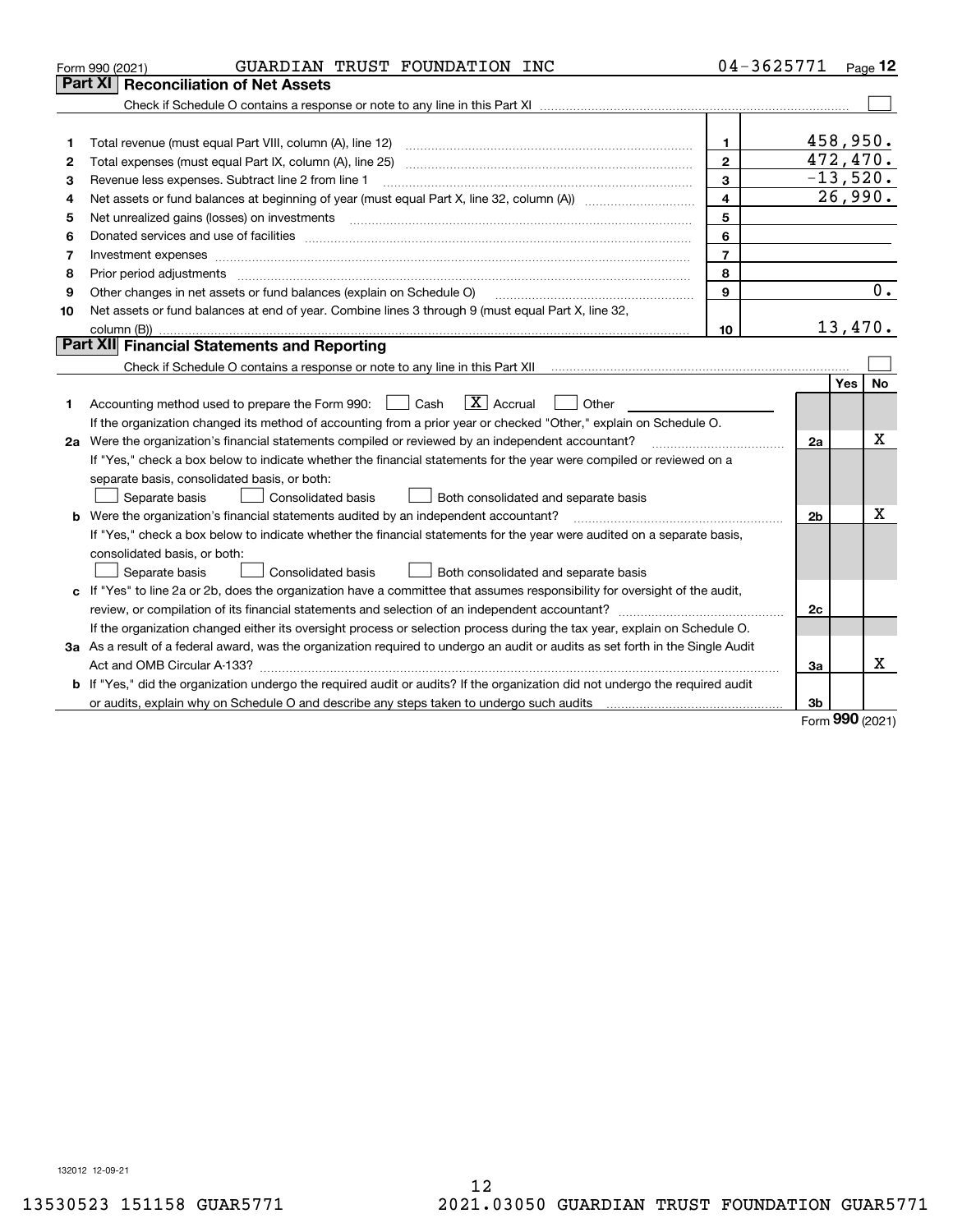Form 990 (2021) GUARDIAN TRUST FOUNDATION INC 04-3625771 Page 12

## Part XI Reconciliation of Net Assets

Check if Schedule O contains a response or note to any line in this Part XI ☐

| | | | |
|---|---|---|---|
| 1 | Total revenue (must equal Part VIII, column (A), line 12) | 1 | 458,950. |
| 2 | Total expenses (must equal Part IX, column (A), line 25) | 2 | 472,470. |
| 3 | Revenue less expenses. Subtract line 2 from line 1 | 3 | -13,520. |
| 4 | Net assets or fund balances at beginning of year (must equal Part X, line 32, column (A)) | 4 | 26,990. |
| 5 | Net unrealized gains (losses) on investments | 5 | |
| 6 | Donated services and use of facilities | 6 | |
| 7 | Investment expenses | 7 | |
| 8 | Prior period adjustments | 8 | |
| 9 | Other changes in net assets or fund balances (explain on Schedule O) | 9 | 0. |
| 10 | Net assets or fund balances at end of year. Combine lines 3 through 9 (must equal Part X, line 32, column (B)) | 10 | 13,470. |

## Part XII Financial Statements and Reporting

Check if Schedule O contains a response or note to any line in this Part XII ☐

| | | | Yes | No |
|---|---|---|---|---|
| 1 | Accounting method used to prepare the Form 990: ☐ Cash ☒ Accrual ☐ Other<br>If the organization changed its method of accounting from a prior year or checked "Other," explain on Schedule O. | | | |
| 2a | Were the organization's financial statements compiled or reviewed by an independent accountant?<br>If "Yes," check a box below to indicate whether the financial statements for the year were compiled or reviewed on a separate basis, consolidated basis, or both:<br>☐ Separate basis ☐ Consolidated basis ☐ Both consolidated and separate basis | 2a | | X |
| b | Were the organization's financial statements audited by an independent accountant?<br>If "Yes," check a box below to indicate whether the financial statements for the year were audited on a separate basis, consolidated basis, or both:<br>☐ Separate basis ☐ Consolidated basis ☐ Both consolidated and separate basis | 2b | | X |
| c | If "Yes" to line 2a or 2b, does the organization have a committee that assumes responsibility for oversight of the audit, review, or compilation of its financial statements and selection of an independent accountant?<br>If the organization changed either its oversight process or selection process during the tax year, explain on Schedule O. | 2c | | |
| 3a | As a result of a federal award, was the organization required to undergo an audit or audits as set forth in the Single Audit Act and OMB Circular A-133? | 3a | | X |
| b | If "Yes," did the organization undergo the required audit or audits? If the organization did not undergo the required audit or audits, explain why on Schedule O and describe any steps taken to undergo such audits | 3b | | |

Form 990 (2021)

132012 12-09-21

13530523 151158 GUAR5771 2021.03050 GUARDIAN TRUST FOUNDATION GUAR5771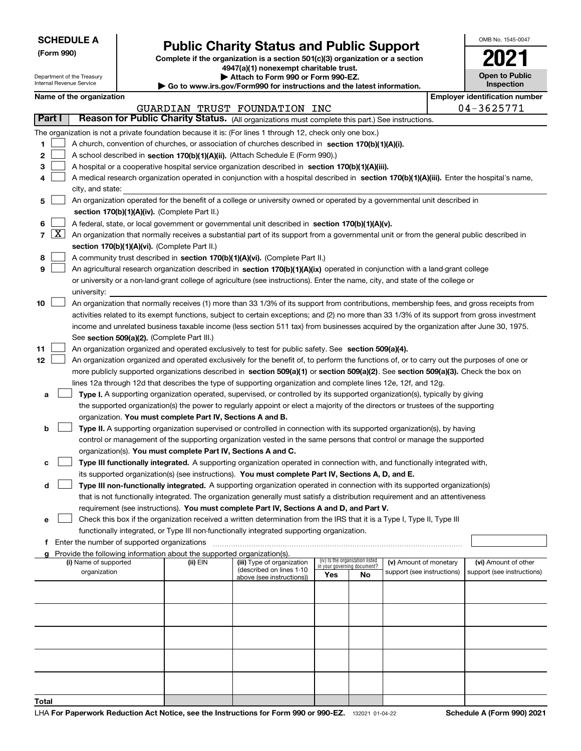**SCHEDULE A**
**(Form 990)**

Department of the Treasury
Internal Revenue Service

# Public Charity Status and Public Support

**Complete if the organization is a section 501(c)(3) organization or a section 4947(a)(1) nonexempt charitable trust.**
**▶ Attach to Form 990 or Form 990-EZ.**
**▶ Go to www.irs.gov/Form990 for instructions and the latest information.**

OMB No. 1545-0047

**2021**

**Open to Public Inspection**

**Name of the organization**
GUARDIAN TRUST FOUNDATION INC

**Employer identification number**
04-3625771

**Part I** **Reason for Public Charity Status.** (All organizations must complete this part.) See instructions.

The organization is not a private foundation because it is: (For lines 1 through 12, check only one box.)

1 [ ] A church, convention of churches, or association of churches described in **section 170(b)(1)(A)(i).**

2 [ ] A school described in **section 170(b)(1)(A)(ii).** (Attach Schedule E (Form 990).)

3 [ ] A hospital or a cooperative hospital service organization described in **section 170(b)(1)(A)(iii).**

4 [ ] A medical research organization operated in conjunction with a hospital described in **section 170(b)(1)(A)(iii).** Enter the hospital's name, city, and state:

5 [ ] An organization operated for the benefit of a college or university owned or operated by a governmental unit described in **section 170(b)(1)(A)(iv).** (Complete Part II.)

6 [ ] A federal, state, or local government or governmental unit described in **section 170(b)(1)(A)(v).**

7 [X] An organization that normally receives a substantial part of its support from a governmental unit or from the general public described in **section 170(b)(1)(A)(vi).** (Complete Part II.)

8 [ ] A community trust described in **section 170(b)(1)(A)(vi).** (Complete Part II.)

9 [ ] An agricultural research organization described in **section 170(b)(1)(A)(ix)** operated in conjunction with a land-grant college or university or a non-land-grant college of agriculture (see instructions). Enter the name, city, and state of the college or university:

10 [ ] An organization that normally receives (1) more than 33 1/3% of its support from contributions, membership fees, and gross receipts from activities related to its exempt functions, subject to certain exceptions; and (2) no more than 33 1/3% of its support from gross investment income and unrelated business taxable income (less section 511 tax) from businesses acquired by the organization after June 30, 1975. See **section 509(a)(2).** (Complete Part III.)

11 [ ] An organization organized and operated exclusively to test for public safety. See **section 509(a)(4).**

12 [ ] An organization organized and operated exclusively for the benefit of, to perform the functions of, or to carry out the purposes of one or more publicly supported organizations described in **section 509(a)(1)** or **section 509(a)(2)**. See **section 509(a)(3).** Check the box on lines 12a through 12d that describes the type of supporting organization and complete lines 12e, 12f, and 12g.

a [ ] **Type I.** A supporting organization operated, supervised, or controlled by its supported organization(s), typically by giving the supported organization(s) the power to regularly appoint or elect a majority of the directors or trustees of the supporting organization. **You must complete Part IV, Sections A and B.**

b [ ] **Type II.** A supporting organization supervised or controlled in connection with its supported organization(s), by having control or management of the supporting organization vested in the same persons that control or manage the supported organization(s). **You must complete Part IV, Sections A and C.**

c [ ] **Type III functionally integrated.** A supporting organization operated in connection with, and functionally integrated with, its supported organization(s) (see instructions). **You must complete Part IV, Sections A, D, and E.**

d [ ] **Type III non-functionally integrated.** A supporting organization operated in connection with its supported organization(s) that is not functionally integrated. The organization generally must satisfy a distribution requirement and an attentiveness requirement (see instructions). **You must complete Part IV, Sections A and D, and Part V.**

e [ ] Check this box if the organization received a written determination from the IRS that it is a Type I, Type II, Type III functionally integrated, or Type III non-functionally integrated supporting organization.

f Enter the number of supported organizations

g Provide the following information about the supported organization(s).

| (i) Name of supported organization | (ii) EIN | (iii) Type of organization (described on lines 1-10 above (see instructions)) | (iv) Is the organization listed in your governing document? Yes | No | (v) Amount of monetary support (see instructions) | (vi) Amount of other support (see instructions) |
|---|---|---|---|---|---|---|
| | | | | | | |
| | | | | | | |
| | | | | | | |
| | | | | | | |
| | | | | | | |
| **Total** | | | | | | |

LHA **For Paperwork Reduction Act Notice, see the Instructions for Form 990 or 990-EZ.** 132021 01-04-22 **Schedule A (Form 990) 2021**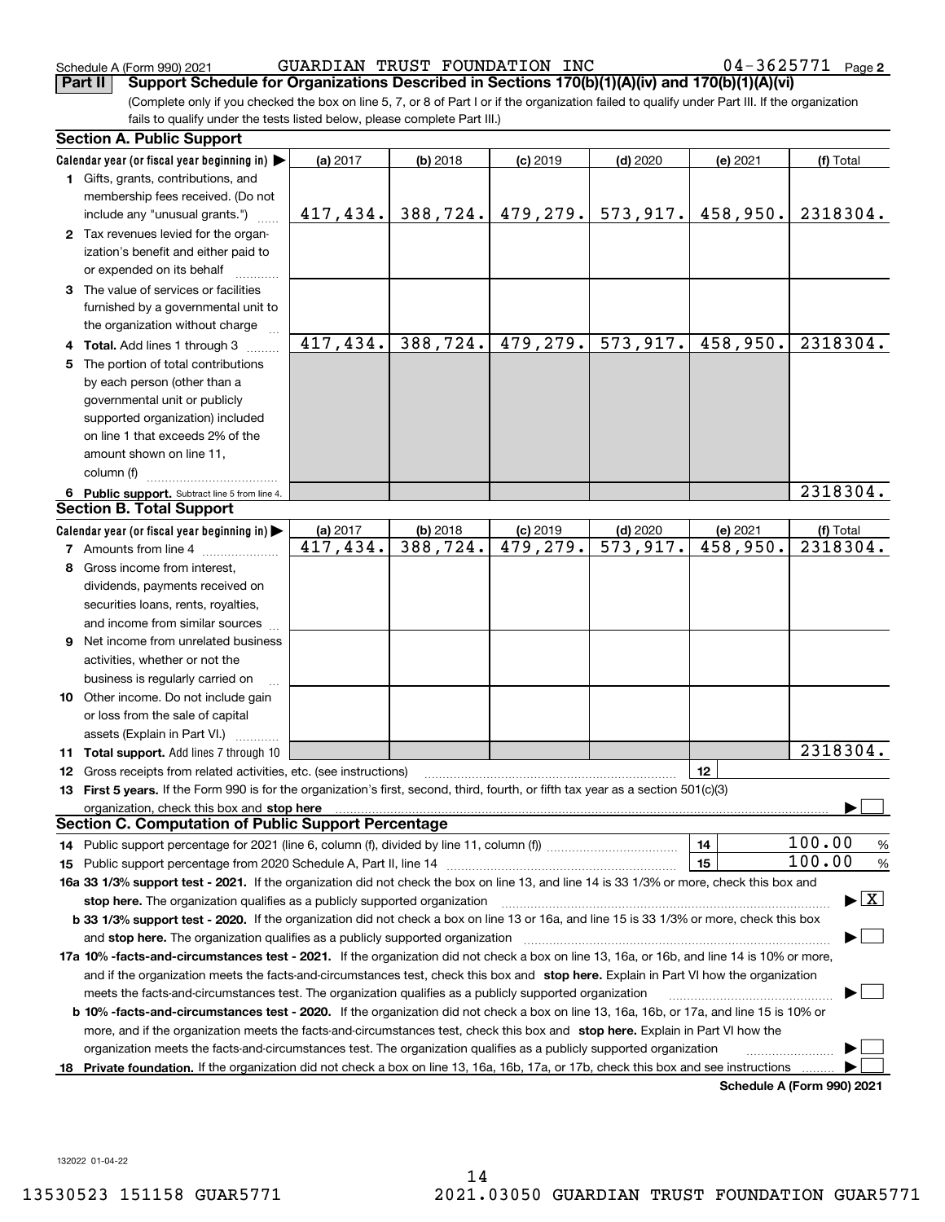Schedule A (Form 990) 2021 GUARDIAN TRUST FOUNDATION INC 04-3625771

## Part II Support Schedule for Organizations Described in Sections 170(b)(1)(A)(iv) and 170(b)(1)(A)(vi)

(Complete only if you checked the box on line 5, 7, or 8 of Part I or if the organization failed to qualify under Part III. If the organization fails to qualify under the tests listed below, please complete Part III.)

### Section A. Public Support

| Calendar year (or fiscal year beginning in) | (a) 2017 | (b) 2018 | (c) 2019 | (d) 2020 | (e) 2021 | (f) Total |
|---|---|---|---|---|---|---|
| 1 Gifts, grants, contributions, and membership fees received. (Do not include any "unusual grants.") | 417,434. | 388,724. | 479,279. | 573,917. | 458,950. | 2318304. |
| 2 Tax revenues levied for the organization's benefit and either paid to or expended on its behalf | | | | | | |
| 3 The value of services or facilities furnished by a governmental unit to the organization without charge | | | | | | |
| 4 Total. Add lines 1 through 3 | 417,434. | 388,724. | 479,279. | 573,917. | 458,950. | 2318304. |
| 5 The portion of total contributions by each person (other than a governmental unit or publicly supported organization) included on line 1 that exceeds 2% of the amount shown on line 11, column (f) | | | | | | |
| 6 Public support. Subtract line 5 from line 4. | | | | | | 2318304. |

### Section B. Total Support

| Calendar year (or fiscal year beginning in) | (a) 2017 | (b) 2018 | (c) 2019 | (d) 2020 | (e) 2021 | (f) Total |
|---|---|---|---|---|---|---|
| 7 Amounts from line 4 | 417,434. | 388,724. | 479,279. | 573,917. | 458,950. | 2318304. |
| 8 Gross income from interest, dividends, payments received on securities loans, rents, royalties, and income from similar sources | | | | | | |
| 9 Net income from unrelated business activities, whether or not the business is regularly carried on | | | | | | |
| 10 Other income. Do not include gain or loss from the sale of capital assets (Explain in Part VI.) | | | | | | |
| 11 Total support. Add lines 7 through 10 | | | | | | 2318304. |

12 Gross receipts from related activities, etc. (see instructions) | 12 |

13 **First 5 years.** If the Form 990 is for the organization's first, second, third, fourth, or fifth tax year as a section 501(c)(3) organization, check this box and **stop here** ☐

### Section C. Computation of Public Support Percentage

14 Public support percentage for 2021 (line 6, column (f), divided by line 11, column (f)) | 14 | 100.00 %

15 Public support percentage from 2020 Schedule A, Part II, line 14 | 15 | 100.00 %

**16a 33 1/3% support test - 2021.** If the organization did not check the box on line 13, and line 14 is 33 1/3% or more, check this box and **stop here.** The organization qualifies as a publicly supported organization ☒

**b 33 1/3% support test - 2020.** If the organization did not check a box on line 13 or 16a, and line 15 is 33 1/3% or more, check this box and **stop here.** The organization qualifies as a publicly supported organization ☐

**17a 10% -facts-and-circumstances test - 2021.** If the organization did not check a box on line 13, 16a, or 16b, and line 14 is 10% or more, and if the organization meets the facts-and-circumstances test, check this box and **stop here.** Explain in Part VI how the organization meets the facts-and-circumstances test. The organization qualifies as a publicly supported organization ☐

**b 10% -facts-and-circumstances test - 2020.** If the organization did not check a box on line 13, 16a, 16b, or 17a, and line 15 is 10% or more, and if the organization meets the facts-and-circumstances test, check this box and **stop here.** Explain in Part VI how the organization meets the facts-and-circumstances test. The organization qualifies as a publicly supported organization ☐

**18 Private foundation.** If the organization did not check a box on line 13, 16a, 16b, 17a, or 17b, check this box and see instructions ☐

**Schedule A (Form 990) 2021**

132022 01-04-22

13530523 151158 GUAR5771 2021.03050 GUARDIAN TRUST FOUNDATION GUAR5771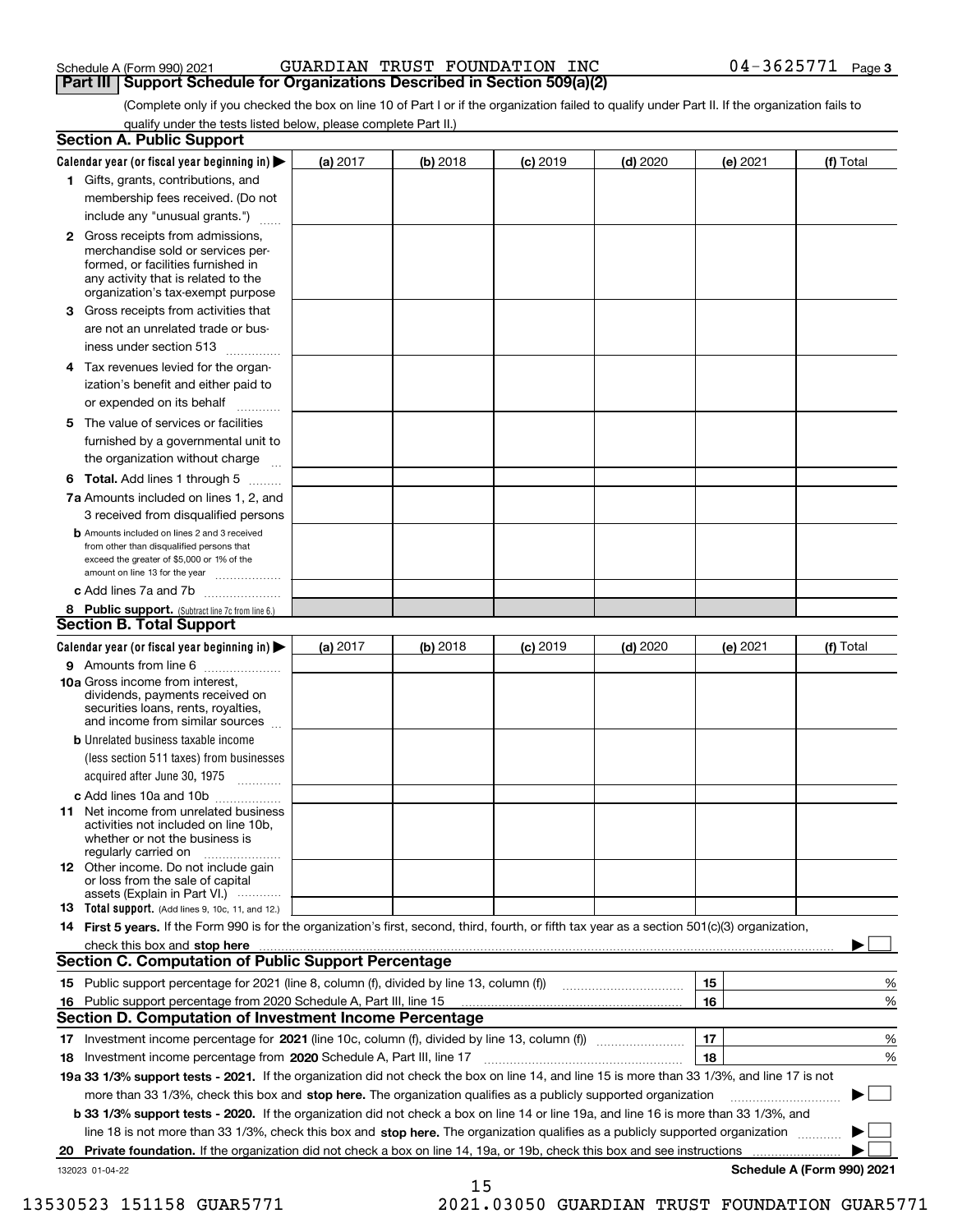Schedule A (Form 990) 2021 GUARDIAN TRUST FOUNDATION INC 04-3625771

## Part III Support Schedule for Organizations Described in Section 509(a)(2)

(Complete only if you checked the box on line 10 of Part I or if the organization failed to qualify under Part II. If the organization fails to qualify under the tests listed below, please complete Part II.)

### Section A. Public Support

| Calendar year (or fiscal year beginning in) ▶ | (a) 2017 | (b) 2018 | (c) 2019 | (d) 2020 | (e) 2021 | (f) Total |
|---|---|---|---|---|---|---|
| 1 Gifts, grants, contributions, and membership fees received. (Do not include any "unusual grants.") | | | | | | |
| 2 Gross receipts from admissions, merchandise sold or services performed, or facilities furnished in any activity that is related to the organization's tax-exempt purpose | | | | | | |
| 3 Gross receipts from activities that are not an unrelated trade or business under section 513 | | | | | | |
| 4 Tax revenues levied for the organization's benefit and either paid to or expended on its behalf | | | | | | |
| 5 The value of services or facilities furnished by a governmental unit to the organization without charge | | | | | | |
| 6 Total. Add lines 1 through 5 | | | | | | |
| 7a Amounts included on lines 1, 2, and 3 received from disqualified persons | | | | | | |
| b Amounts included on lines 2 and 3 received from other than disqualified persons that exceed the greater of $5,000 or 1% of the amount on line 13 for the year | | | | | | |
| c Add lines 7a and 7b | | | | | | |
| 8 Public support. (Subtract line 7c from line 6.) | | | | | | |

### Section B. Total Support

| Calendar year (or fiscal year beginning in) ▶ | (a) 2017 | (b) 2018 | (c) 2019 | (d) 2020 | (e) 2021 | (f) Total |
|---|---|---|---|---|---|---|
| 9 Amounts from line 6 | | | | | | |
| 10a Gross income from interest, dividends, payments received on securities loans, rents, royalties, and income from similar sources | | | | | | |
| b Unrelated business taxable income (less section 511 taxes) from businesses acquired after June 30, 1975 | | | | | | |
| c Add lines 10a and 10b | | | | | | |
| 11 Net income from unrelated business activities not included on line 10b, whether or not the business is regularly carried on | | | | | | |
| 12 Other income. Do not include gain or loss from the sale of capital assets (Explain in Part VI.) | | | | | | |
| 13 Total support. (Add lines 9, 10c, 11, and 12.) | | | | | | |

14 **First 5 years.** If the Form 990 is for the organization's first, second, third, fourth, or fifth tax year as a section 501(c)(3) organization, check this box and **stop here** ▶ ☐

### Section C. Computation of Public Support Percentage

| | | | |
|---|---|---|---|
| 15 | Public support percentage for 2021 (line 8, column (f), divided by line 13, column (f)) | 15 | % |
| 16 | Public support percentage from 2020 Schedule A, Part III, line 15 | 16 | % |

### Section D. Computation of Investment Income Percentage

| | | | |
|---|---|---|---|
| 17 | Investment income percentage for **2021** (line 10c, column (f), divided by line 13, column (f)) | 17 | % |
| 18 | Investment income percentage from **2020** Schedule A, Part III, line 17 | 18 | % |

19a **33 1/3% support tests - 2021.** If the organization did not check the box on line 14, and line 15 is more than 33 1/3%, and line 17 is not more than 33 1/3%, check this box and **stop here.** The organization qualifies as a publicly supported organization ▶ ☐

b **33 1/3% support tests - 2020.** If the organization did not check a box on line 14 or line 19a, and line 16 is more than 33 1/3%, and line 18 is not more than 33 1/3%, check this box and **stop here.** The organization qualifies as a publicly supported organization ▶ ☐

20 **Private foundation.** If the organization did not check a box on line 14, 19a, or 19b, check this box and see instructions ▶ ☐

132023 01-04-22 **Schedule A (Form 990) 2021**

13530523 151158 GUAR5771 2021.03050 GUARDIAN TRUST FOUNDATION GUAR5771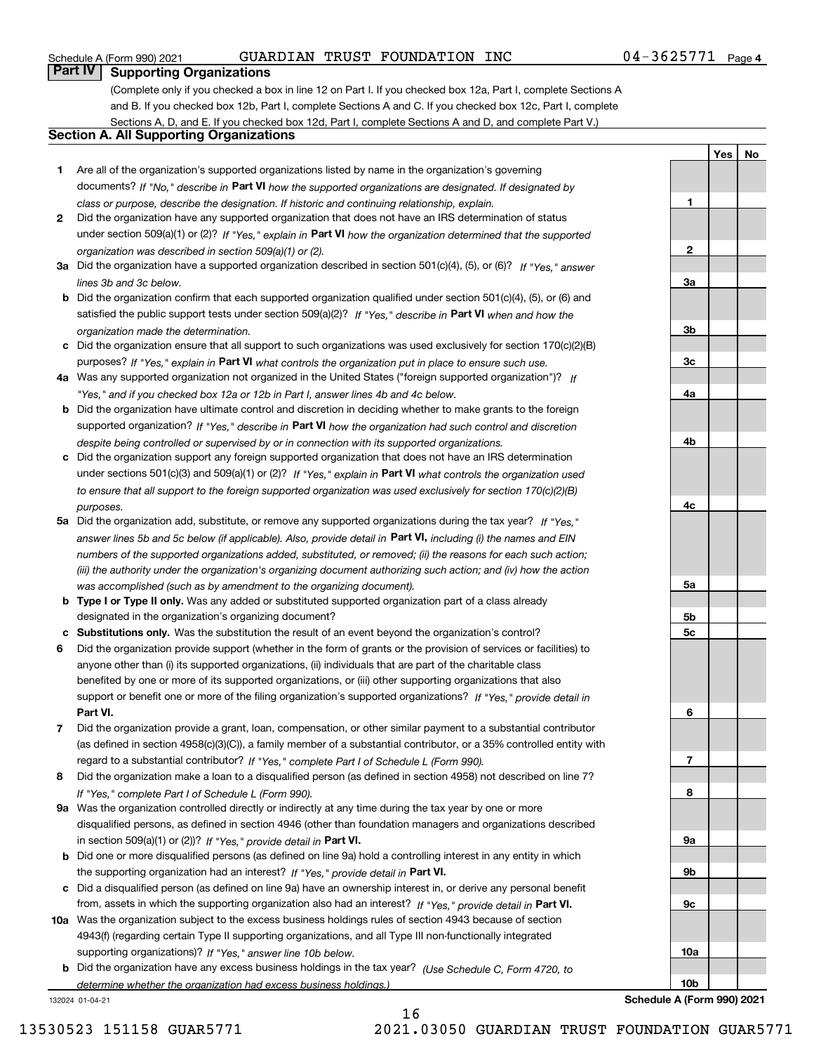Schedule A (Form 990) 2021 GUARDIAN TRUST FOUNDATION INC 04-3625771

## Part IV Supporting Organizations

(Complete only if you checked a box in line 12 on Part I. If you checked box 12a, Part I, complete Sections A and B. If you checked box 12b, Part I, complete Sections A and C. If you checked box 12c, Part I, complete Sections A, D, and E. If you checked box 12d, Part I, complete Sections A and D, and complete Part V.)

### Section A. All Supporting Organizations

| | | | Yes | No |
|---|---|---|---|---|
| **1** | Are all of the organization's supported organizations listed by name in the organization's governing documents? *If "No," describe in* **Part VI** *how the supported organizations are designated. If designated by class or purpose, describe the designation. If historic and continuing relationship, explain.* | 1 | | |
| **2** | Did the organization have any supported organization that does not have an IRS determination of status under section 509(a)(1) or (2)? *If "Yes," explain in* **Part VI** *how the organization determined that the supported organization was described in section 509(a)(1) or (2).* | 2 | | |
| **3a** | Did the organization have a supported organization described in section 501(c)(4), (5), or (6)? *If "Yes," answer lines 3b and 3c below.* | 3a | | |
| **b** | Did the organization confirm that each supported organization qualified under section 501(c)(4), (5), or (6) and satisfied the public support tests under section 509(a)(2)? *If "Yes," describe in* **Part VI** *when and how the organization made the determination.* | 3b | | |
| **c** | Did the organization ensure that all support to such organizations was used exclusively for section 170(c)(2)(B) purposes? *If "Yes," explain in* **Part VI** *what controls the organization put in place to ensure such use.* | 3c | | |
| **4a** | Was any supported organization not organized in the United States ("foreign supported organization")? *If "Yes," and if you checked box 12a or 12b in Part I, answer lines 4b and 4c below.* | 4a | | |
| **b** | Did the organization have ultimate control and discretion in deciding whether to make grants to the foreign supported organization? *If "Yes," describe in* **Part VI** *how the organization had such control and discretion despite being controlled or supervised by or in connection with its supported organizations.* | 4b | | |
| **c** | Did the organization support any foreign supported organization that does not have an IRS determination under sections 501(c)(3) and 509(a)(1) or (2)? *If "Yes," explain in* **Part VI** *what controls the organization used to ensure that all support to the foreign supported organization was used exclusively for section 170(c)(2)(B) purposes.* | 4c | | |
| **5a** | Did the organization add, substitute, or remove any supported organizations during the tax year? *If "Yes," answer lines 5b and 5c below (if applicable). Also, provide detail in* **Part VI,** *including (i) the names and EIN numbers of the supported organizations added, substituted, or removed; (ii) the reasons for each such action; (iii) the authority under the organization's organizing document authorizing such action; and (iv) how the action was accomplished (such as by amendment to the organizing document).* | 5a | | |
| **b** | **Type I or Type II only.** Was any added or substituted supported organization part of a class already designated in the organization's organizing document? | 5b | | |
| **c** | **Substitutions only.** Was the substitution the result of an event beyond the organization's control? | 5c | | |
| **6** | Did the organization provide support (whether in the form of grants or the provision of services or facilities) to anyone other than (i) its supported organizations, (ii) individuals that are part of the charitable class benefited by one or more of its supported organizations, or (iii) other supporting organizations that also support or benefit one or more of the filing organization's supported organizations? *If "Yes," provide detail in* **Part VI.** | 6 | | |
| **7** | Did the organization provide a grant, loan, compensation, or other similar payment to a substantial contributor (as defined in section 4958(c)(3)(C)), a family member of a substantial contributor, or a 35% controlled entity with regard to a substantial contributor? *If "Yes," complete Part I of Schedule L (Form 990).* | 7 | | |
| **8** | Did the organization make a loan to a disqualified person (as defined in section 4958) not described on line 7? *If "Yes," complete Part I of Schedule L (Form 990).* | 8 | | |
| **9a** | Was the organization controlled directly or indirectly at any time during the tax year by one or more disqualified persons, as defined in section 4946 (other than foundation managers and organizations described in section 509(a)(1) or (2))? *If "Yes," provide detail in* **Part VI.** | 9a | | |
| **b** | Did one or more disqualified persons (as defined on line 9a) hold a controlling interest in any entity in which the supporting organization had an interest? *If "Yes," provide detail in* **Part VI.** | 9b | | |
| **c** | Did a disqualified person (as defined on line 9a) have an ownership interest in, or derive any personal benefit from, assets in which the supporting organization also had an interest? *If "Yes," provide detail in* **Part VI.** | 9c | | |
| **10a** | Was the organization subject to the excess business holdings rules of section 4943 because of section 4943(f) (regarding certain Type II supporting organizations, and all Type III non-functionally integrated supporting organizations)? *If "Yes," answer line 10b below.* | 10a | | |
| **b** | Did the organization have any excess business holdings in the tax year? *(Use Schedule C, Form 4720, to determine whether the organization had excess business holdings.)* | 10b | | |

132024 01-04-21

Schedule A (Form 990) 2021

13530523 151158 GUAR5771 2021.03050 GUARDIAN TRUST FOUNDATION GUAR5771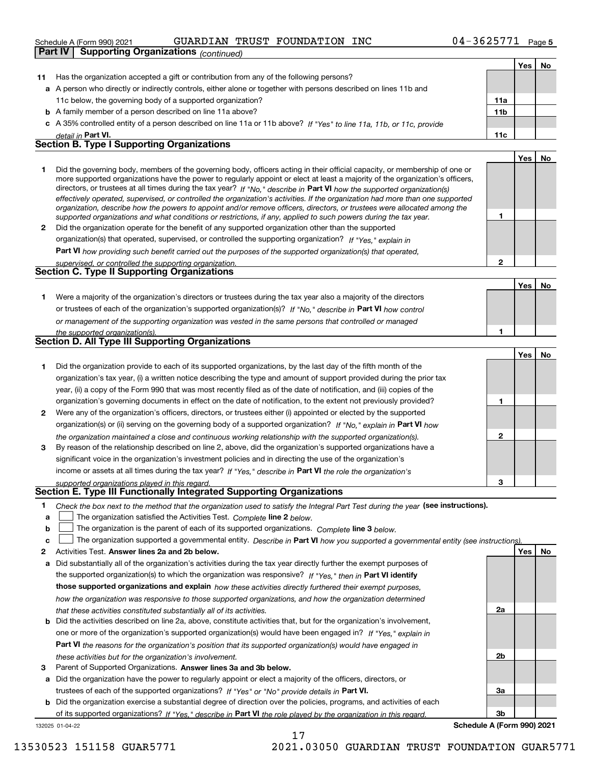Schedule A (Form 990) 2021 GUARDIAN TRUST FOUNDATION INC 04-3625771 Page 5

**Part IV Supporting Organizations** *(continued)*

| | | | Yes | No |
|---|---|---|---|---|
| **11** | Has the organization accepted a gift or contribution from any of the following persons? | | | |
| **a** | A person who directly or indirectly controls, either alone or together with persons described on lines 11b and 11c below, the governing body of a supported organization? | **11a** | | |
| **b** | A family member of a person described on line 11a above? | **11b** | | |
| **c** | A 35% controlled entity of a person described on line 11a or 11b above? *If "Yes" to line 11a, 11b, or 11c, provide detail in* **Part VI.** | **11c** | | |

## Section B. Type I Supporting Organizations

| | | | Yes | No |
|---|---|---|---|---|
| **1** | Did the governing body, members of the governing body, officers acting in their official capacity, or membership of one or more supported organizations have the power to regularly appoint or elect at least a majority of the organization's officers, directors, or trustees at all times during the tax year? *If "No," describe in* **Part VI** *how the supported organization(s) effectively operated, supervised, or controlled the organization's activities. If the organization had more than one supported organization, describe how the powers to appoint and/or remove officers, directors, or trustees were allocated among the supported organizations and what conditions or restrictions, if any, applied to such powers during the tax year.* | **1** | | |
| **2** | Did the organization operate for the benefit of any supported organization other than the supported organization(s) that operated, supervised, or controlled the supporting organization? *If "Yes," explain in* **Part VI** *how providing such benefit carried out the purposes of the supported organization(s) that operated, supervised, or controlled the supporting organization.* | **2** | | |

## Section C. Type II Supporting Organizations

| | | | Yes | No |
|---|---|---|---|---|
| **1** | Were a majority of the organization's directors or trustees during the tax year also a majority of the directors or trustees of each of the organization's supported organization(s)? *If "No," describe in* **Part VI** *how control or management of the supporting organization was vested in the same persons that controlled or managed the supported organization(s).* | **1** | | |

## Section D. All Type III Supporting Organizations

| | | | Yes | No |
|---|---|---|---|---|
| **1** | Did the organization provide to each of its supported organizations, by the last day of the fifth month of the organization's tax year, (i) a written notice describing the type and amount of support provided during the prior tax year, (ii) a copy of the Form 990 that was most recently filed as of the date of notification, and (iii) copies of the organization's governing documents in effect on the date of notification, to the extent not previously provided? | **1** | | |
| **2** | Were any of the organization's officers, directors, or trustees either (i) appointed or elected by the supported organization(s) or (ii) serving on the governing body of a supported organization? *If "No," explain in* **Part VI** *how the organization maintained a close and continuous working relationship with the supported organization(s).* | **2** | | |
| **3** | By reason of the relationship described on line 2, above, did the organization's supported organizations have a significant voice in the organization's investment policies and in directing the use of the organization's income or assets at all times during the tax year? *If "Yes," describe in* **Part VI** *the role the organization's supported organizations played in this regard.* | **3** | | |

## Section E. Type III Functionally Integrated Supporting Organizations

**1** *Check the box next to the method that the organization used to satisfy the Integral Part Test during the year* **(see instructions).**

- **a** ☐ The organization satisfied the Activities Test. *Complete* **line 2** *below.*
- **b** ☐ The organization is the parent of each of its supported organizations. *Complete* **line 3** *below.*
- **c** ☐ The organization supported a governmental entity. *Describe in* **Part VI** *how you supported a governmental entity (see instructions).*

| | | | Yes | No |
|---|---|---|---|---|
| **2** | Activities Test. **Answer lines 2a and 2b below.** | | | |
| **a** | Did substantially all of the organization's activities during the tax year directly further the exempt purposes of the supported organization(s) to which the organization was responsive? *If "Yes," then in* **Part VI identify those supported organizations and explain** *how these activities directly furthered their exempt purposes, how the organization was responsive to those supported organizations, and how the organization determined that these activities constituted substantially all of its activities.* | **2a** | | |
| **b** | Did the activities described on line 2a, above, constitute activities that, but for the organization's involvement, one or more of the organization's supported organization(s) would have been engaged in? *If "Yes," explain in* **Part VI** *the reasons for the organization's position that its supported organization(s) would have engaged in these activities but for the organization's involvement.* | **2b** | | |
| **3** | Parent of Supported Organizations. **Answer lines 3a and 3b below.** | | | |
| **a** | Did the organization have the power to regularly appoint or elect a majority of the officers, directors, or trustees of each of the supported organizations? *If "Yes" or "No" provide details in* **Part VI.** | **3a** | | |
| **b** | Did the organization exercise a substantial degree of direction over the policies, programs, and activities of each of its supported organizations? *If "Yes," describe in* **Part VI** *the role played by the organization in this regard.* | **3b** | | |

132025 01-04-22 **Schedule A (Form 990) 2021**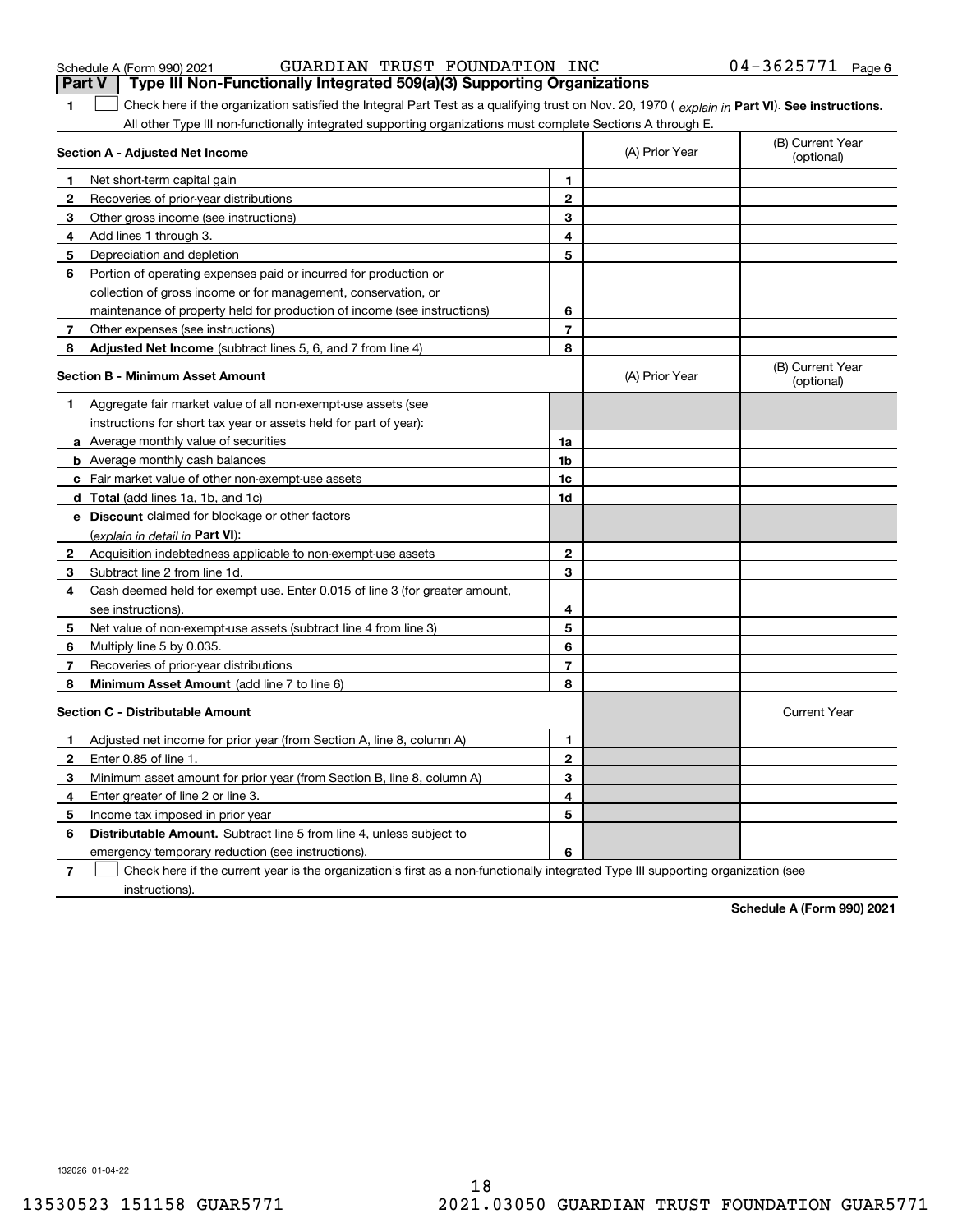Schedule A (Form 990) 2021 GUARDIAN TRUST FOUNDATION INC 04-3625771

## Part V Type III Non-Functionally Integrated 509(a)(3) Supporting Organizations

**1** ☐ Check here if the organization satisfied the Integral Part Test as a qualifying trust on Nov. 20, 1970 ( *explain in* **Part VI**). **See instructions.** All other Type III non-functionally integrated supporting organizations must complete Sections A through E.

| Section A - Adjusted Net Income | | | (A) Prior Year | (B) Current Year (optional) |
|---|---|---|---|---|
| 1 | Net short-term capital gain | 1 | | |
| 2 | Recoveries of prior-year distributions | 2 | | |
| 3 | Other gross income (see instructions) | 3 | | |
| 4 | Add lines 1 through 3. | 4 | | |
| 5 | Depreciation and depletion | 5 | | |
| 6 | Portion of operating expenses paid or incurred for production or collection of gross income or for management, conservation, or maintenance of property held for production of income (see instructions) | 6 | | |
| 7 | Other expenses (see instructions) | 7 | | |
| 8 | **Adjusted Net Income** (subtract lines 5, 6, and 7 from line 4) | 8 | | |

| Section B - Minimum Asset Amount | | | (A) Prior Year | (B) Current Year (optional) |
|---|---|---|---|---|
| 1 | Aggregate fair market value of all non-exempt-use assets (see instructions for short tax year or assets held for part of year): | | | |
| a | Average monthly value of securities | 1a | | |
| b | Average monthly cash balances | 1b | | |
| c | Fair market value of other non-exempt-use assets | 1c | | |
| d | **Total** (add lines 1a, 1b, and 1c) | 1d | | |
| e | **Discount** claimed for blockage or other factors (*explain in detail in* **Part VI**): | | | |
| 2 | Acquisition indebtedness applicable to non-exempt-use assets | 2 | | |
| 3 | Subtract line 2 from line 1d. | 3 | | |
| 4 | Cash deemed held for exempt use. Enter 0.015 of line 3 (for greater amount, see instructions). | 4 | | |
| 5 | Net value of non-exempt-use assets (subtract line 4 from line 3) | 5 | | |
| 6 | Multiply line 5 by 0.035. | 6 | | |
| 7 | Recoveries of prior-year distributions | 7 | | |
| 8 | **Minimum Asset Amount** (add line 7 to line 6) | 8 | | |

| Section C - Distributable Amount | | | | Current Year |
|---|---|---|---|---|
| 1 | Adjusted net income for prior year (from Section A, line 8, column A) | 1 | | |
| 2 | Enter 0.85 of line 1. | 2 | | |
| 3 | Minimum asset amount for prior year (from Section B, line 8, column A) | 3 | | |
| 4 | Enter greater of line 2 or line 3. | 4 | | |
| 5 | Income tax imposed in prior year | 5 | | |
| 6 | **Distributable Amount.** Subtract line 5 from line 4, unless subject to emergency temporary reduction (see instructions). | 6 | | |

**7** ☐ Check here if the current year is the organization's first as a non-functionally integrated Type III supporting organization (see instructions).

**Schedule A (Form 990) 2021**

132026 01-04-22

13530523 151158 GUAR5771 2021.03050 GUARDIAN TRUST FOUNDATION GUAR5771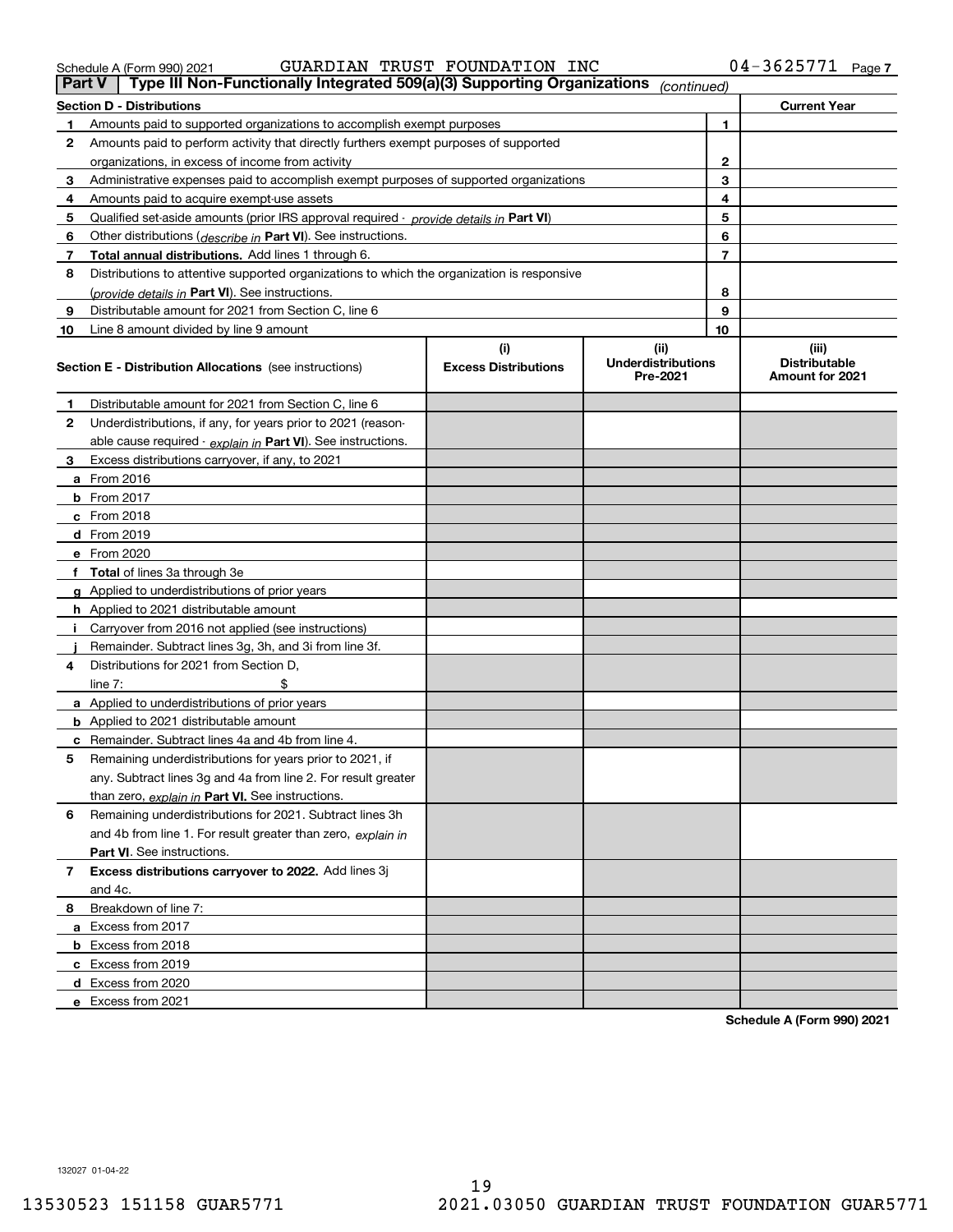Schedule A (Form 990) 2021 GUARDIAN TRUST FOUNDATION INC 04-3625771 Page 7

**Part V | Type III Non-Functionally Integrated 509(a)(3) Supporting Organizations** *(continued)*

| Section D - Distributions | | | Current Year |
|---|---|---|---|
| 1 | Amounts paid to supported organizations to accomplish exempt purposes | 1 | |
| 2 | Amounts paid to perform activity that directly furthers exempt purposes of supported organizations, in excess of income from activity | 2 | |
| 3 | Administrative expenses paid to accomplish exempt purposes of supported organizations | 3 | |
| 4 | Amounts paid to acquire exempt-use assets | 4 | |
| 5 | Qualified set-aside amounts (prior IRS approval required - *provide details in* **Part VI**) | 5 | |
| 6 | Other distributions (*describe in* **Part VI**). See instructions. | 6 | |
| 7 | **Total annual distributions.** Add lines 1 through 6. | 7 | |
| 8 | Distributions to attentive supported organizations to which the organization is responsive (*provide details in* **Part VI**). See instructions. | 8 | |
| 9 | Distributable amount for 2021 from Section C, line 6 | 9 | |
| 10 | Line 8 amount divided by line 9 amount | 10 | |

| Section E - Distribution Allocations (see instructions) | (i) Excess Distributions | (ii) Underdistributions Pre-2021 | (iii) Distributable Amount for 2021 |
|---|---|---|---|
| **1** Distributable amount for 2021 from Section C, line 6 | | | |
| **2** Underdistributions, if any, for years prior to 2021 (reasonable cause required - *explain in* **Part VI**). See instructions. | | | |
| **3** Excess distributions carryover, if any, to 2021 | | | |
| **a** From 2016 | | | |
| **b** From 2017 | | | |
| **c** From 2018 | | | |
| **d** From 2019 | | | |
| **e** From 2020 | | | |
| **f** **Total** of lines 3a through 3e | | | |
| **g** Applied to underdistributions of prior years | | | |
| **h** Applied to 2021 distributable amount | | | |
| **i** Carryover from 2016 not applied (see instructions) | | | |
| **j** Remainder. Subtract lines 3g, 3h, and 3i from line 3f. | | | |
| **4** Distributions for 2021 from Section D, line 7: $ | | | |
| **a** Applied to underdistributions of prior years | | | |
| **b** Applied to 2021 distributable amount | | | |
| **c** Remainder. Subtract lines 4a and 4b from line 4. | | | |
| **5** Remaining underdistributions for years prior to 2021, if any. Subtract lines 3g and 4a from line 2. For result greater than zero, *explain in* **Part VI.** See instructions. | | | |
| **6** Remaining underdistributions for 2021. Subtract lines 3h and 4b from line 1. For result greater than zero, *explain in* **Part VI**. See instructions. | | | |
| **7** **Excess distributions carryover to 2022.** Add lines 3j and 4c. | | | |
| **8** Breakdown of line 7: | | | |
| **a** Excess from 2017 | | | |
| **b** Excess from 2018 | | | |
| **c** Excess from 2019 | | | |
| **d** Excess from 2020 | | | |
| **e** Excess from 2021 | | | |

**Schedule A (Form 990) 2021**

132027 01-04-22

13530523 151158 GUAR5771 2021.03050 GUARDIAN TRUST FOUNDATION GUAR5771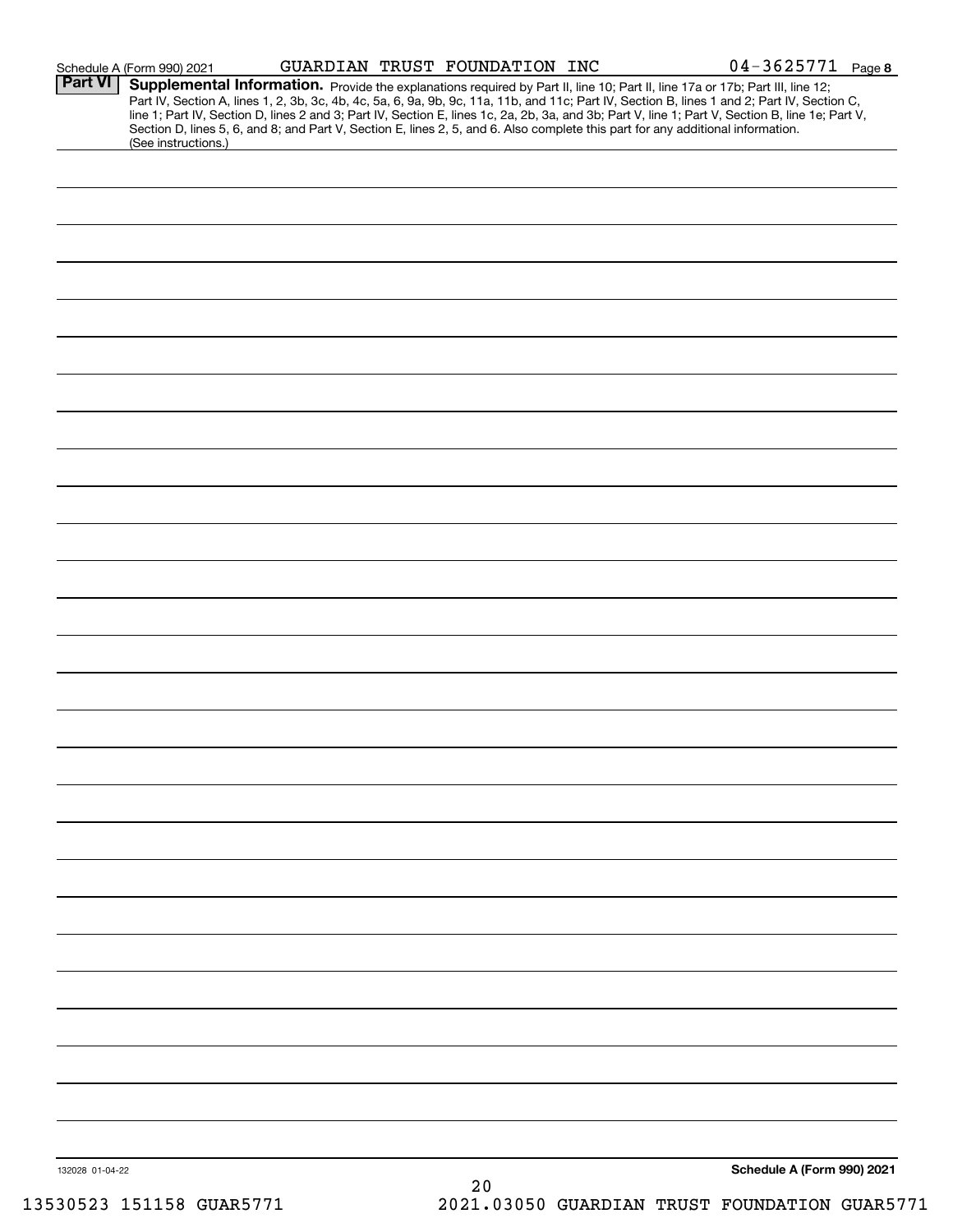Schedule A (Form 990) 2021 GUARDIAN TRUST FOUNDATION INC 04-3625771 Page 8

**Part VI** **Supplemental Information.** Provide the explanations required by Part II, line 10; Part II, line 17a or 17b; Part III, line 12; Part IV, Section A, lines 1, 2, 3b, 3c, 4b, 4c, 5a, 6, 9a, 9b, 9c, 11a, 11b, and 11c; Part IV, Section B, lines 1 and 2; Part IV, Section C, line 1; Part IV, Section D, lines 2 and 3; Part IV, Section E, lines 1c, 2a, 2b, 3a, and 3b; Part V, line 1; Part V, Section B, line 1e; Part V, Section D, lines 5, 6, and 8; and Part V, Section E, lines 2, 5, and 6. Also complete this part for any additional information. (See instructions.)

132028 01-04-22

**Schedule A (Form 990) 2021**

13530523 151158 GUAR5771 2021.03050 GUARDIAN TRUST FOUNDATION GUAR5771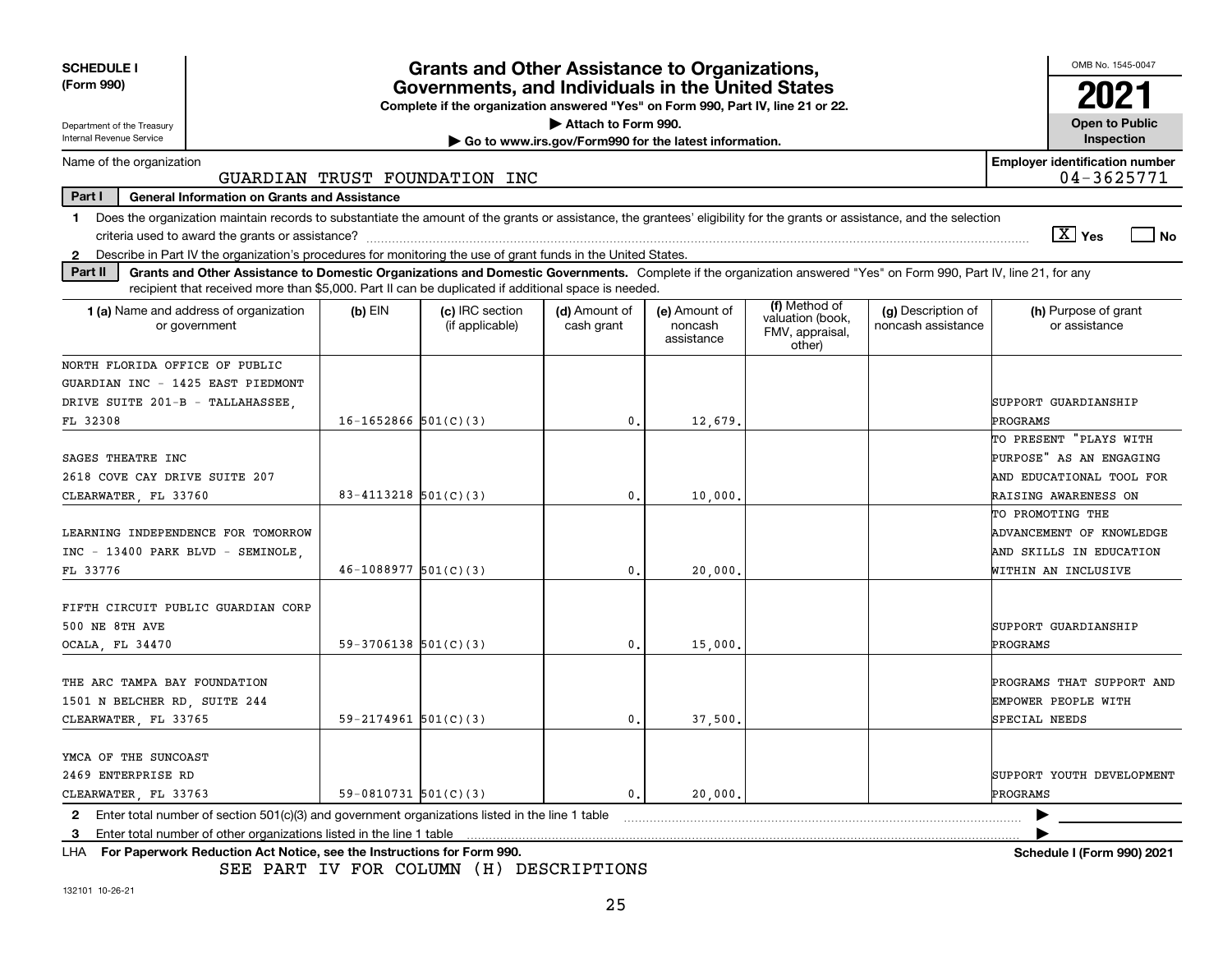**SCHEDULE I**
**(Form 990)**

Department of the Treasury
Internal Revenue Service

# Grants and Other Assistance to Organizations, Governments, and Individuals in the United States

**Complete if the organization answered "Yes" on Form 990, Part IV, line 21 or 22.**
**▶ Attach to Form 990.**
**▶ Go to www.irs.gov/Form990 for the latest information.**

OMB No. 1545-0047

**2021**

**Open to Public Inspection**

Name of the organization: GUARDIAN TRUST FOUNDATION INC

**Employer identification number:** 04-3625771

**Part I — General Information on Grants and Assistance**

1 Does the organization maintain records to substantiate the amount of the grants or assistance, the grantees' eligibility for the grants or assistance, and the selection criteria used to award the grants or assistance? [X] Yes [ ] No

2 Describe in Part IV the organization's procedures for monitoring the use of grant funds in the United States.

**Part II — Grants and Other Assistance to Domestic Organizations and Domestic Governments.** Complete if the organization answered "Yes" on Form 990, Part IV, line 21, for any recipient that received more than $5,000. Part II can be duplicated if additional space is needed.

| 1 (a) Name and address of organization or government | (b) EIN | (c) IRC section (if applicable) | (d) Amount of cash grant | (e) Amount of noncash assistance | (f) Method of valuation (book, FMV, appraisal, other) | (g) Description of noncash assistance | (h) Purpose of grant or assistance |
|---|---|---|---|---|---|---|---|
| NORTH FLORIDA OFFICE OF PUBLIC GUARDIAN INC - 1425 EAST PIEDMONT DRIVE SUITE 201-B - TALLAHASSEE, FL 32308 | 16-1652866 | 501(C)(3) | 0. | 12,679. | | | SUPPORT GUARDIANSHIP PROGRAMS |
| SAGES THEATRE INC 2618 COVE CAY DRIVE SUITE 207 CLEARWATER, FL 33760 | 83-4113218 | 501(C)(3) | 0. | 10,000. | | | TO PRESENT "PLAYS WITH PURPOSE" AS AN ENGAGING AND EDUCATIONAL TOOL FOR RAISING AWARENESS ON |
| LEARNING INDEPENDENCE FOR TOMORROW INC - 13400 PARK BLVD - SEMINOLE, FL 33776 | 46-1088977 | 501(C)(3) | 0. | 20,000. | | | TO PROMOTING THE ADVANCEMENT OF KNOWLEDGE AND SKILLS IN EDUCATION WITHIN AN INCLUSIVE |
| FIFTH CIRCUIT PUBLIC GUARDIAN CORP 500 NE 8TH AVE OCALA, FL 34470 | 59-3706138 | 501(C)(3) | 0. | 15,000. | | | SUPPORT GUARDIANSHIP PROGRAMS |
| THE ARC TAMPA BAY FOUNDATION 1501 N BELCHER RD, SUITE 244 CLEARWATER, FL 33765 | 59-2174961 | 501(C)(3) | 0. | 37,500. | | | PROGRAMS THAT SUPPORT AND EMPOWER PEOPLE WITH SPECIAL NEEDS |
| YMCA OF THE SUNCOAST 2469 ENTERPRISE RD CLEARWATER, FL 33763 | 59-0810731 | 501(C)(3) | 0. | 20,000. | | | SUPPORT YOUTH DEVELOPMENT PROGRAMS |

2 Enter total number of section 501(c)(3) and government organizations listed in the line 1 table ▶

3 Enter total number of other organizations listed in the line 1 table ▶

LHA **For Paperwork Reduction Act Notice, see the Instructions for Form 990.** **Schedule I (Form 990) 2021**

SEE PART IV FOR COLUMN (H) DESCRIPTIONS

132101 10-26-21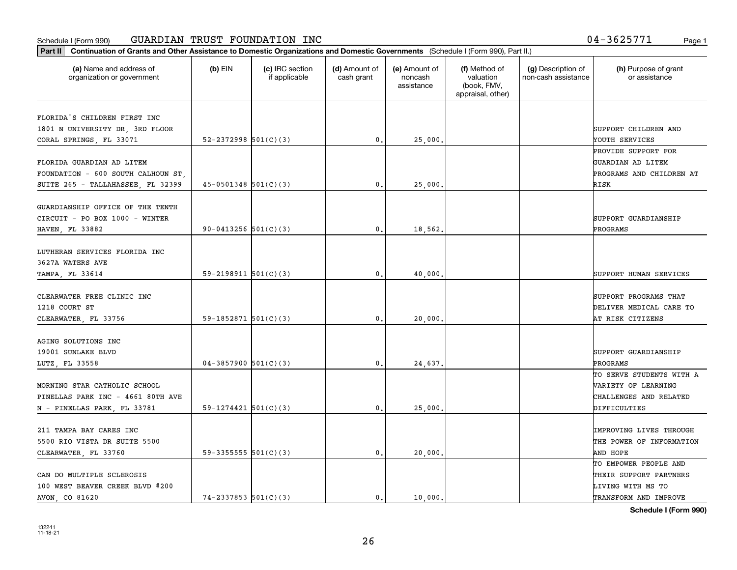Schedule I (Form 990) GUARDIAN TRUST FOUNDATION INC 04-3625771

**Part II** **Continuation of Grants and Other Assistance to Domestic Organizations and Domestic Governments** (Schedule I (Form 990), Part II.)

| (a) Name and address of organization or government | (b) EIN | (c) IRC section if applicable | (d) Amount of cash grant | (e) Amount of noncash assistance | (f) Method of valuation (book, FMV, appraisal, other) | (g) Description of non-cash assistance | (h) Purpose of grant or assistance |
|---|---|---|---|---|---|---|---|
| FLORIDA'S CHILDREN FIRST INC 1801 N UNIVERSITY DR, 3RD FLOOR CORAL SPRINGS, FL 33071 | 52-2372998 | 501(C)(3) | 0. | 25,000. | | | SUPPORT CHILDREN AND YOUTH SERVICES |
| FLORIDA GUARDIAN AD LITEM FOUNDATION - 600 SOUTH CALHOUN ST, SUITE 265 - TALLAHASSEE, FL 32399 | 45-0501348 | 501(C)(3) | 0. | 25,000. | | | PROVIDE SUPPORT FOR GUARDIAN AD LITEM PROGRAMS AND CHILDREN AT RISK |
| GUARDIANSHIP OFFICE OF THE TENTH CIRCUIT - PO BOX 1000 - WINTER HAVEN, FL 33882 | 90-0413256 | 501(C)(3) | 0. | 18,562. | | | SUPPORT GUARDIANSHIP PROGRAMS |
| LUTHERAN SERVICES FLORIDA INC 3627A WATERS AVE TAMPA, FL 33614 | 59-2198911 | 501(C)(3) | 0. | 40,000. | | | SUPPORT HUMAN SERVICES |
| CLEARWATER FREE CLINIC INC 1218 COURT ST CLEARWATER, FL 33756 | 59-1852871 | 501(C)(3) | 0. | 20,000. | | | SUPPORT PROGRAMS THAT DELIVER MEDICAL CARE TO AT RISK CITIZENS |
| AGING SOLUTIONS INC 19001 SUNLAKE BLVD LUTZ, FL 33558 | 04-3857900 | 501(C)(3) | 0. | 24,637. | | | SUPPORT GUARDIANSHIP PROGRAMS |
| MORNING STAR CATHOLIC SCHOOL PINELLAS PARK INC - 4661 80TH AVE N - PINELLAS PARK, FL 33781 | 59-1274421 | 501(C)(3) | 0. | 25,000. | | | TO SERVE STUDENTS WITH A VARIETY OF LEARNING CHALLENGES AND RELATED DIFFICULTIES |
| 211 TAMPA BAY CARES INC 5500 RIO VISTA DR SUITE 5500 CLEARWATER, FL 33760 | 59-3355555 | 501(C)(3) | 0. | 20,000. | | | IMPROVING LIVES THROUGH THE POWER OF INFORMATION AND HOPE |
| CAN DO MULTIPLE SCLEROSIS 100 WEST BEAVER CREEK BLVD #200 AVON, CO 81620 | 74-2337853 | 501(C)(3) | 0. | 10,000. | | | TO EMPOWER PEOPLE AND THEIR SUPPORT PARTNERS LIVING WITH MS TO TRANSFORM AND IMPROVE |

**Schedule I (Form 990)**

132241 11-18-21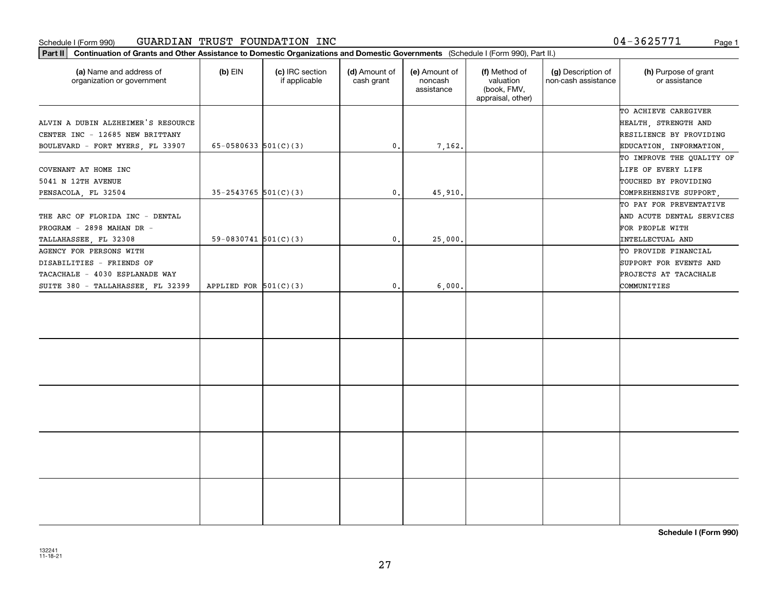Schedule I (Form 990) GUARDIAN TRUST FOUNDATION INC 04-3625771 Page 1

**Part II** **Continuation of Grants and Other Assistance to Domestic Organizations and Domestic Governments** (Schedule I (Form 990), Part II.)

| (a) Name and address of organization or government | (b) EIN | (c) IRC section if applicable | (d) Amount of cash grant | (e) Amount of noncash assistance | (f) Method of valuation (book, FMV, appraisal, other) | (g) Description of non-cash assistance | (h) Purpose of grant or assistance |
|---|---|---|---|---|---|---|---|
| ALVIN A DUBIN ALZHEIMER'S RESOURCE CENTER INC - 12685 NEW BRITTANY BOULEVARD - FORT MYERS, FL 33907 | 65-0580633 | 501(C)(3) | 0. | 7,162. | | | TO ACHIEVE CAREGIVER HEALTH, STRENGTH AND RESILIENCE BY PROVIDING EDUCATION, INFORMATION, |
| COVENANT AT HOME INC 5041 N 12TH AVENUE PENSACOLA, FL 32504 | 35-2543765 | 501(C)(3) | 0. | 45,910. | | | TO IMPROVE THE QUALITY OF LIFE OF EVERY LIFE TOUCHED BY PROVIDING COMPREHENSIVE SUPPORT, |
| THE ARC OF FLORIDA INC - DENTAL PROGRAM - 2898 MAHAN DR - TALLAHASSEE, FL 32308 | 59-0830741 | 501(C)(3) | 0. | 25,000. | | | TO PAY FOR PREVENTATIVE AND ACUTE DENTAL SERVICES FOR PEOPLE WITH INTELLECTUAL AND |
| AGENCY FOR PERSONS WITH DISABILITIES - FRIENDS OF TACACHALE - 4030 ESPLANADE WAY SUITE 380 - TALLAHASSEE, FL 32399 | APPLIED FOR | 501(C)(3) | 0. | 6,000. | | | TO PROVIDE FINANCIAL SUPPORT FOR EVENTS AND PROJECTS AT TACACHALE COMMUNITIES |
| | | | | | | | |
| | | | | | | | |
| | | | | | | | |
| | | | | | | | |
| | | | | | | | |

**Schedule I (Form 990)**

132241
11-18-21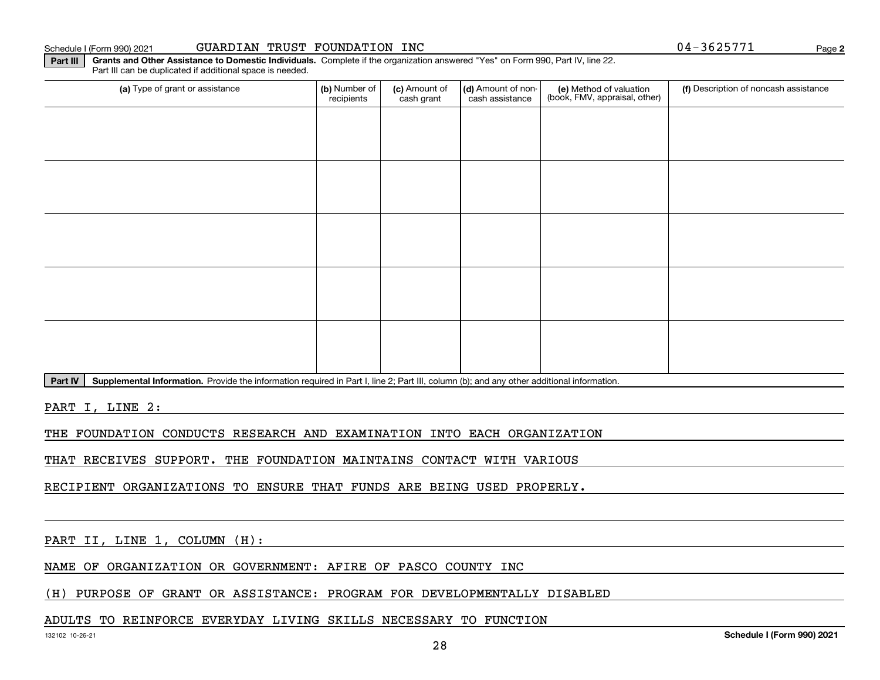Schedule I (Form 990) 2021 GUARDIAN TRUST FOUNDATION INC 04-3625771

**Part III** **Grants and Other Assistance to Domestic Individuals.** Complete if the organization answered "Yes" on Form 990, Part IV, line 22. Part III can be duplicated if additional space is needed.

| (a) Type of grant or assistance | (b) Number of recipients | (c) Amount of cash grant | (d) Amount of non-cash assistance | (e) Method of valuation (book, FMV, appraisal, other) | (f) Description of noncash assistance |
|---|---|---|---|---|---|
| | | | | | |
| | | | | | |
| | | | | | |
| | | | | | |
| | | | | | |

**Part IV** **Supplemental Information.** Provide the information required in Part I, line 2; Part III, column (b); and any other additional information.

PART I, LINE 2:

THE FOUNDATION CONDUCTS RESEARCH AND EXAMINATION INTO EACH ORGANIZATION THAT RECEIVES SUPPORT. THE FOUNDATION MAINTAINS CONTACT WITH VARIOUS RECIPIENT ORGANIZATIONS TO ENSURE THAT FUNDS ARE BEING USED PROPERLY.

PART II, LINE 1, COLUMN (H):

NAME OF ORGANIZATION OR GOVERNMENT: AFIRE OF PASCO COUNTY INC

(H) PURPOSE OF GRANT OR ASSISTANCE: PROGRAM FOR DEVELOPMENTALLY DISABLED ADULTS TO REINFORCE EVERYDAY LIVING SKILLS NECESSARY TO FUNCTION

Schedule I (Form 990) 2021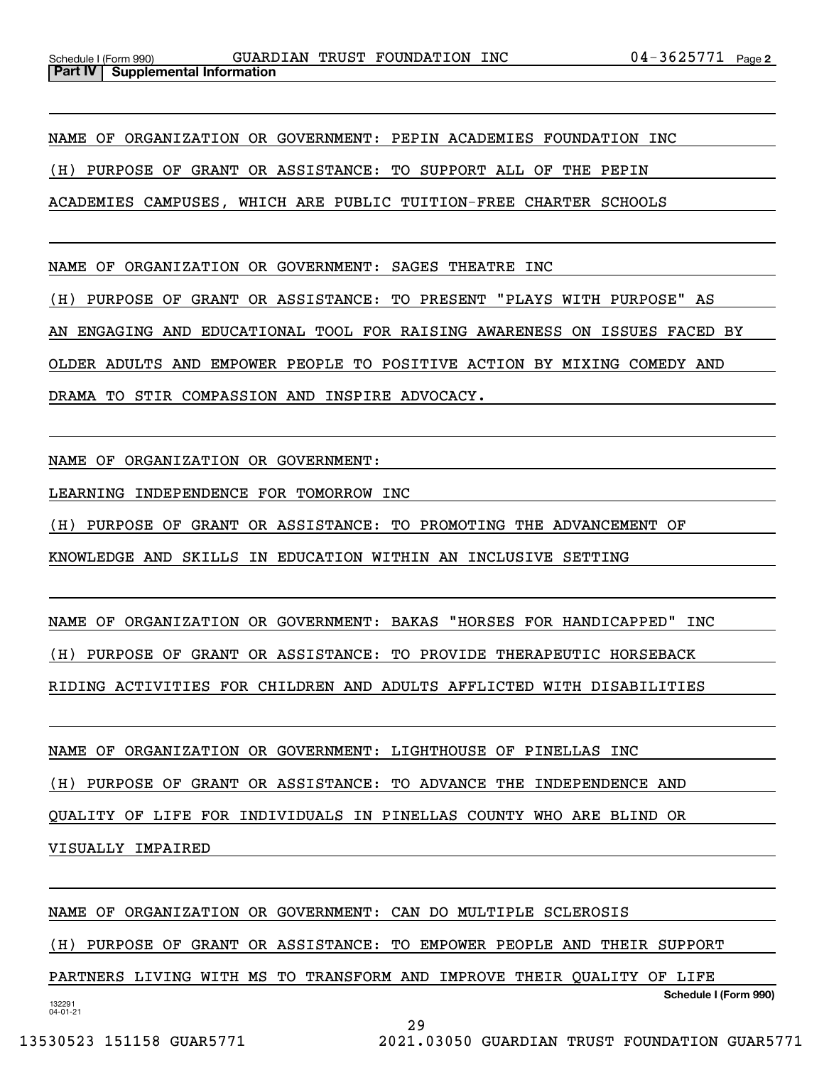**Part IV | Supplemental Information**

NAME OF ORGANIZATION OR GOVERNMENT: PEPIN ACADEMIES FOUNDATION INC

(H) PURPOSE OF GRANT OR ASSISTANCE: TO SUPPORT ALL OF THE PEPIN ACADEMIES CAMPUSES, WHICH ARE PUBLIC TUITION-FREE CHARTER SCHOOLS

NAME OF ORGANIZATION OR GOVERNMENT: SAGES THEATRE INC

(H) PURPOSE OF GRANT OR ASSISTANCE: TO PRESENT "PLAYS WITH PURPOSE" AS AN ENGAGING AND EDUCATIONAL TOOL FOR RAISING AWARENESS ON ISSUES FACED BY OLDER ADULTS AND EMPOWER PEOPLE TO POSITIVE ACTION BY MIXING COMEDY AND DRAMA TO STIR COMPASSION AND INSPIRE ADVOCACY.

NAME OF ORGANIZATION OR GOVERNMENT:

LEARNING INDEPENDENCE FOR TOMORROW INC

(H) PURPOSE OF GRANT OR ASSISTANCE: TO PROMOTING THE ADVANCEMENT OF KNOWLEDGE AND SKILLS IN EDUCATION WITHIN AN INCLUSIVE SETTING

NAME OF ORGANIZATION OR GOVERNMENT: BAKAS "HORSES FOR HANDICAPPED" INC

(H) PURPOSE OF GRANT OR ASSISTANCE: TO PROVIDE THERAPEUTIC HORSEBACK RIDING ACTIVITIES FOR CHILDREN AND ADULTS AFFLICTED WITH DISABILITIES

NAME OF ORGANIZATION OR GOVERNMENT: LIGHTHOUSE OF PINELLAS INC

(H) PURPOSE OF GRANT OR ASSISTANCE: TO ADVANCE THE INDEPENDENCE AND QUALITY OF LIFE FOR INDIVIDUALS IN PINELLAS COUNTY WHO ARE BLIND OR VISUALLY IMPAIRED

NAME OF ORGANIZATION OR GOVERNMENT: CAN DO MULTIPLE SCLEROSIS

(H) PURPOSE OF GRANT OR ASSISTANCE: TO EMPOWER PEOPLE AND THEIR SUPPORT PARTNERS LIVING WITH MS TO TRANSFORM AND IMPROVE THEIR QUALITY OF LIFE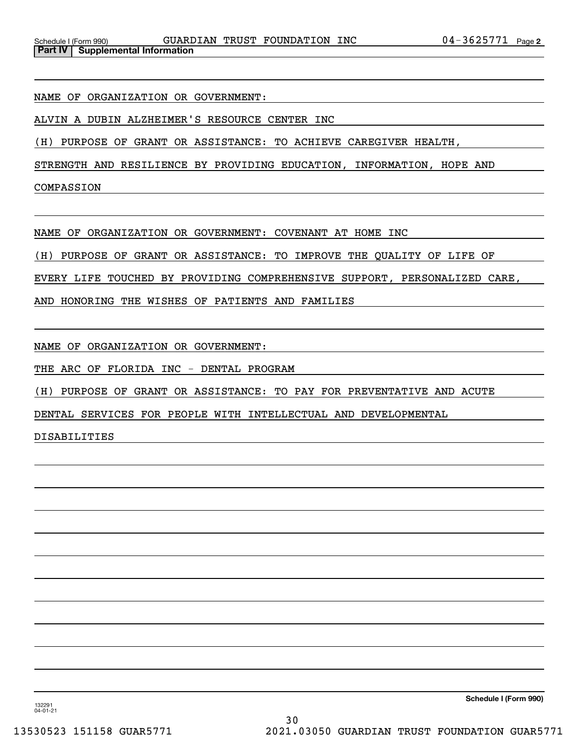Schedule I (Form 990) GUARDIAN TRUST FOUNDATION INC 04-3625771

**Part IV | Supplemental Information**

NAME OF ORGANIZATION OR GOVERNMENT:

ALVIN A DUBIN ALZHEIMER'S RESOURCE CENTER INC

(H) PURPOSE OF GRANT OR ASSISTANCE: TO ACHIEVE CAREGIVER HEALTH, STRENGTH AND RESILIENCE BY PROVIDING EDUCATION, INFORMATION, HOPE AND COMPASSION

NAME OF ORGANIZATION OR GOVERNMENT: COVENANT AT HOME INC

(H) PURPOSE OF GRANT OR ASSISTANCE: TO IMPROVE THE QUALITY OF LIFE OF EVERY LIFE TOUCHED BY PROVIDING COMPREHENSIVE SUPPORT, PERSONALIZED CARE, AND HONORING THE WISHES OF PATIENTS AND FAMILIES

NAME OF ORGANIZATION OR GOVERNMENT:

THE ARC OF FLORIDA INC - DENTAL PROGRAM

(H) PURPOSE OF GRANT OR ASSISTANCE: TO PAY FOR PREVENTATIVE AND ACUTE DENTAL SERVICES FOR PEOPLE WITH INTELLECTUAL AND DEVELOPMENTAL DISABILITIES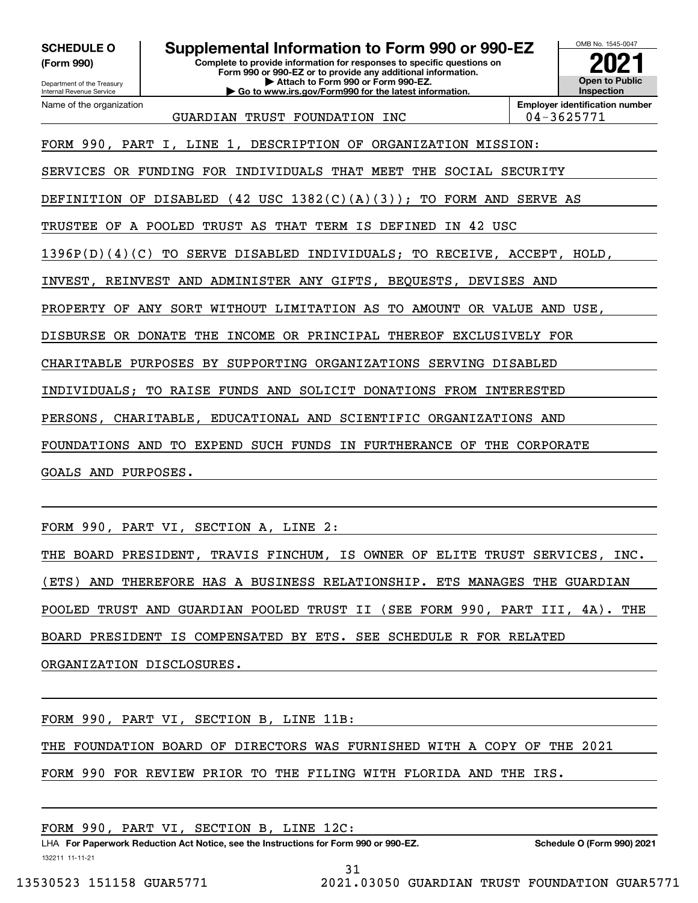**SCHEDULE O**
**(Form 990)**

Department of the Treasury
Internal Revenue Service

# Supplemental Information to Form 990 or 990-EZ

**Complete to provide information for responses to specific questions on Form 990 or 990-EZ or to provide any additional information.**
**▶ Attach to Form 990 or Form 990-EZ.**
**▶ Go to www.irs.gov/Form990 for the latest information.**

OMB No. 1545-0047
**2021**
**Open to Public Inspection**

Name of the organization: GUARDIAN TRUST FOUNDATION INC

**Employer identification number:** 04-3625771

FORM 990, PART I, LINE 1, DESCRIPTION OF ORGANIZATION MISSION:

SERVICES OR FUNDING FOR INDIVIDUALS THAT MEET THE SOCIAL SECURITY DEFINITION OF DISABLED (42 USC 1382(C)(A)(3)); TO FORM AND SERVE AS TRUSTEE OF A POOLED TRUST AS THAT TERM IS DEFINED IN 42 USC 1396P(D)(4)(C) TO SERVE DISABLED INDIVIDUALS; TO RECEIVE, ACCEPT, HOLD, INVEST, REINVEST AND ADMINISTER ANY GIFTS, BEQUESTS, DEVISES AND PROPERTY OF ANY SORT WITHOUT LIMITATION AS TO AMOUNT OR VALUE AND USE, DISBURSE OR DONATE THE INCOME OR PRINCIPAL THEREOF EXCLUSIVELY FOR CHARITABLE PURPOSES BY SUPPORTING ORGANIZATIONS SERVING DISABLED INDIVIDUALS; TO RAISE FUNDS AND SOLICIT DONATIONS FROM INTERESTED PERSONS, CHARITABLE, EDUCATIONAL AND SCIENTIFIC ORGANIZATIONS AND FOUNDATIONS AND TO EXPEND SUCH FUNDS IN FURTHERANCE OF THE CORPORATE GOALS AND PURPOSES.

FORM 990, PART VI, SECTION A, LINE 2:

THE BOARD PRESIDENT, TRAVIS FINCHUM, IS OWNER OF ELITE TRUST SERVICES, INC. (ETS) AND THEREFORE HAS A BUSINESS RELATIONSHIP. ETS MANAGES THE GUARDIAN POOLED TRUST AND GUARDIAN POOLED TRUST II (SEE FORM 990, PART III, 4A). THE BOARD PRESIDENT IS COMPENSATED BY ETS. SEE SCHEDULE R FOR RELATED ORGANIZATION DISCLOSURES.

FORM 990, PART VI, SECTION B, LINE 11B:

THE FOUNDATION BOARD OF DIRECTORS WAS FURNISHED WITH A COPY OF THE 2021 FORM 990 FOR REVIEW PRIOR TO THE FILING WITH FLORIDA AND THE IRS.

FORM 990, PART VI, SECTION B, LINE 12C:

LHA **For Paperwork Reduction Act Notice, see the Instructions for Form 990 or 990-EZ.** **Schedule O (Form 990) 2021**

132211 11-11-21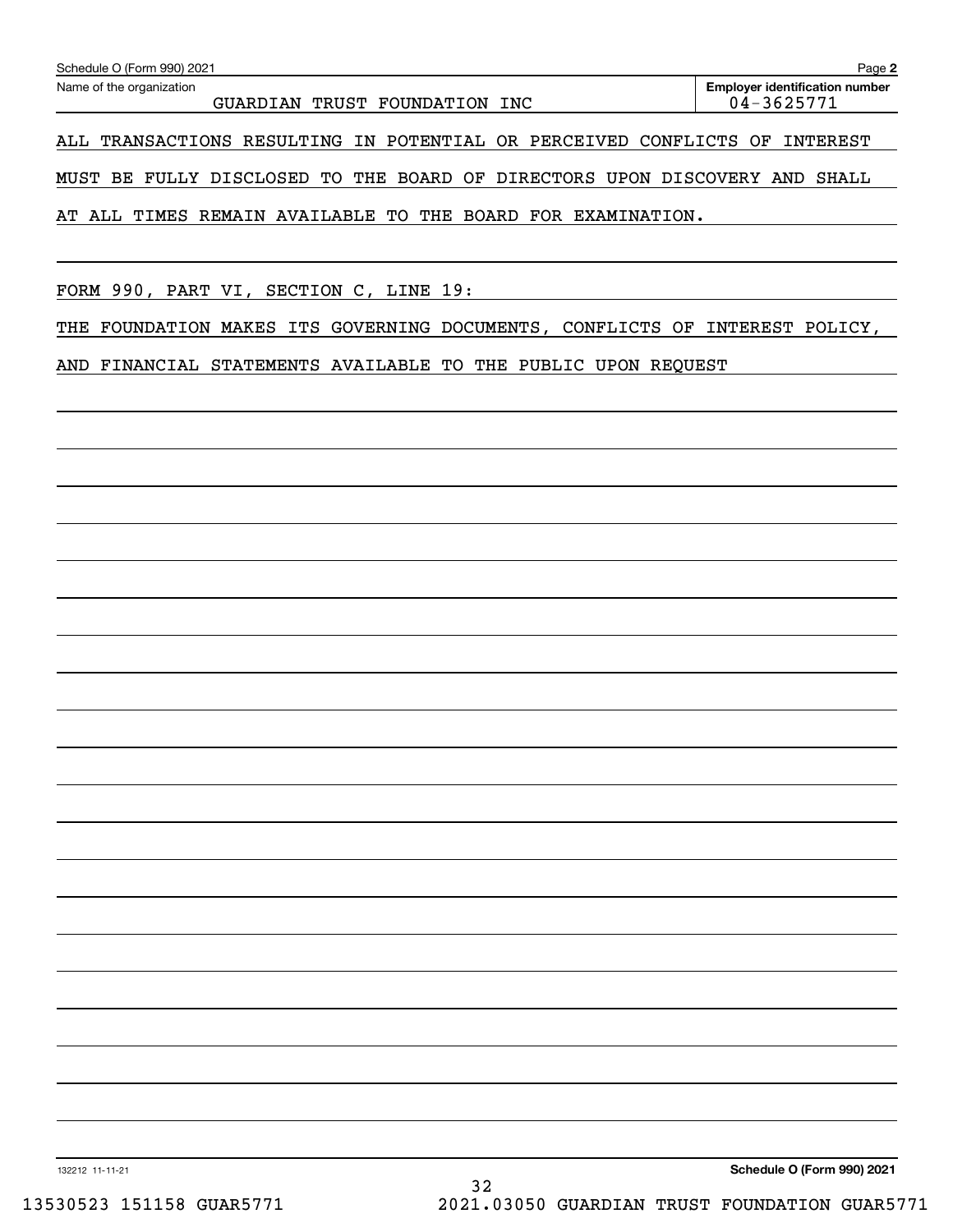Schedule O (Form 990) 2021

Name of the organization: GUARDIAN TRUST FOUNDATION INC

Employer identification number: 04-3625771

ALL TRANSACTIONS RESULTING IN POTENTIAL OR PERCEIVED CONFLICTS OF INTEREST MUST BE FULLY DISCLOSED TO THE BOARD OF DIRECTORS UPON DISCOVERY AND SHALL AT ALL TIMES REMAIN AVAILABLE TO THE BOARD FOR EXAMINATION.

FORM 990, PART VI, SECTION C, LINE 19:

THE FOUNDATION MAKES ITS GOVERNING DOCUMENTS, CONFLICTS OF INTEREST POLICY, AND FINANCIAL STATEMENTS AVAILABLE TO THE PUBLIC UPON REQUEST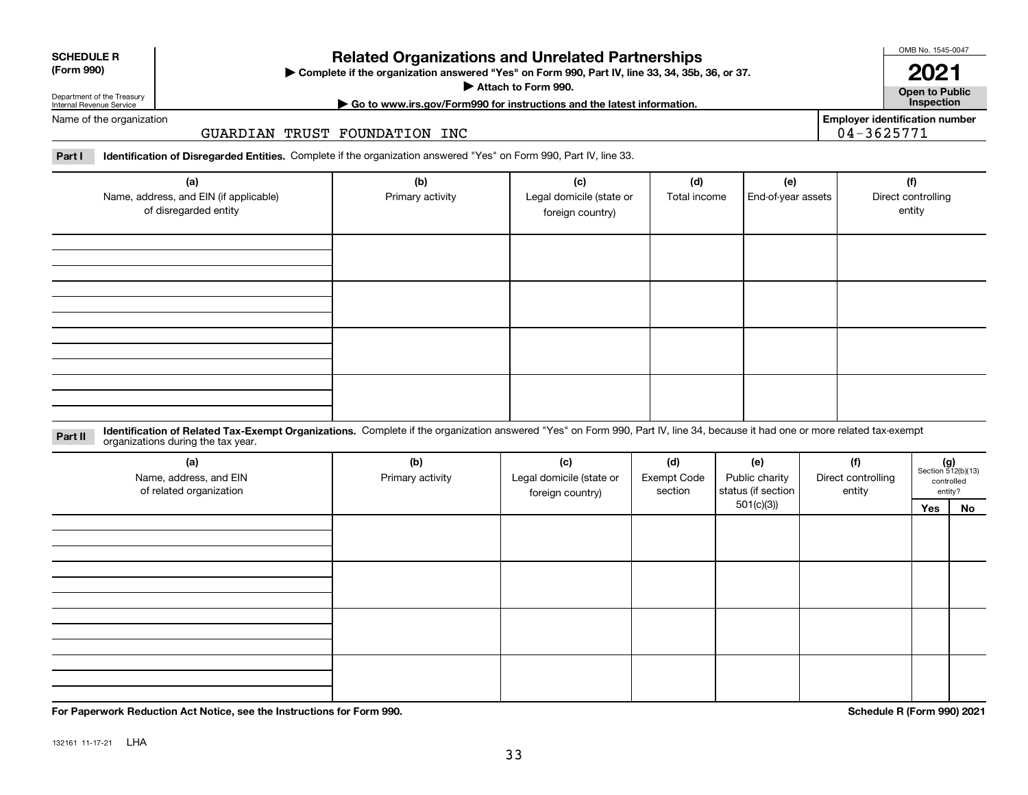**SCHEDULE R (Form 990)**

Department of the Treasury
Internal Revenue Service

# Related Organizations and Unrelated Partnerships

▶ Complete if the organization answered "Yes" on Form 990, Part IV, line 33, 34, 35b, 36, or 37.
▶ Attach to Form 990.
▶ Go to www.irs.gov/Form990 for instructions and the latest information.

OMB No. 1545-0047

**2021**

**Open to Public Inspection**

Name of the organization: GUARDIAN TRUST FOUNDATION INC

Employer identification number: 04-3625771

**Part I** **Identification of Disregarded Entities.** Complete if the organization answered "Yes" on Form 990, Part IV, line 33.

| (a) Name, address, and EIN (if applicable) of disregarded entity | (b) Primary activity | (c) Legal domicile (state or foreign country) | (d) Total income | (e) End-of-year assets | (f) Direct controlling entity |
|---|---|---|---|---|---|
| | | | | | |
| | | | | | |
| | | | | | |
| | | | | | |

**Part II** **Identification of Related Tax-Exempt Organizations.** Complete if the organization answered "Yes" on Form 990, Part IV, line 34, because it had one or more related tax-exempt organizations during the tax year.

| (a) Name, address, and EIN of related organization | (b) Primary activity | (c) Legal domicile (state or foreign country) | (d) Exempt Code section | (e) Public charity status (if section 501(c)(3)) | (f) Direct controlling entity | (g) Section 512(b)(13) controlled entity? Yes | No |
|---|---|---|---|---|---|---|---|
| | | | | | | | |
| | | | | | | | |
| | | | | | | | |
| | | | | | | | |

**For Paperwork Reduction Act Notice, see the Instructions for Form 990.**

**Schedule R (Form 990) 2021**

132161 11-17-21 LHA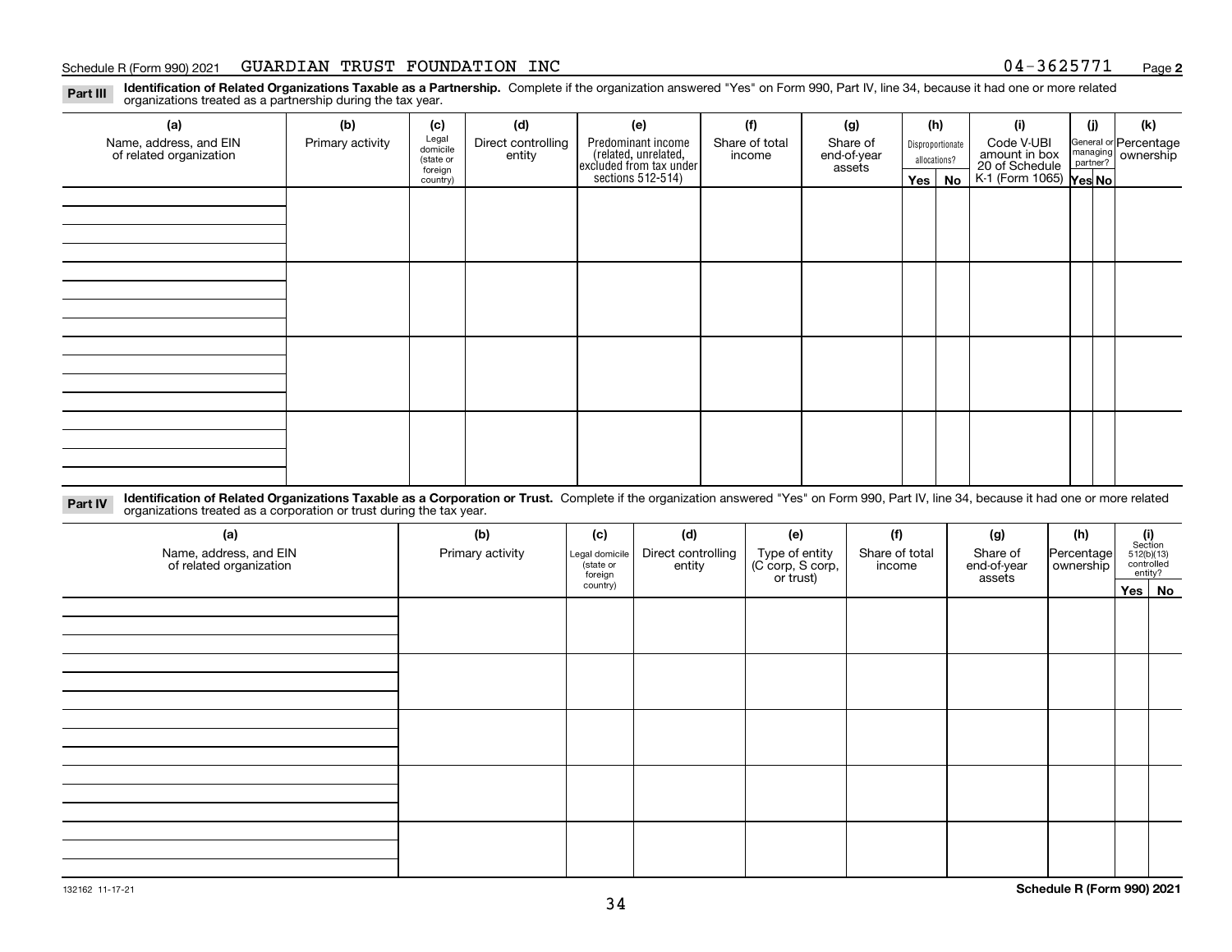Schedule R (Form 990) 2021 GUARDIAN TRUST FOUNDATION INC 04-3625771

**Part III** **Identification of Related Organizations Taxable as a Partnership.** Complete if the organization answered "Yes" on Form 990, Part IV, line 34, because it had one or more related organizations treated as a partnership during the tax year.

| (a) Name, address, and EIN of related organization | (b) Primary activity | (c) Legal domicile (state or foreign country) | (d) Direct controlling entity | (e) Predominant income (related, unrelated, excluded from tax under sections 512-514) | (f) Share of total income | (g) Share of end-of-year assets | (h) Disproportionate allocations? Yes | No | (i) Code V-UBI amount in box 20 of Schedule K-1 (Form 1065) | (j) General or managing partner? Yes | No | (k) Percentage ownership |
|---|---|---|---|---|---|---|---|---|---|---|---|---|
| | | | | | | | | | | | | |
| | | | | | | | | | | | | |
| | | | | | | | | | | | | |
| | | | | | | | | | | | | |

**Part IV** **Identification of Related Organizations Taxable as a Corporation or Trust.** Complete if the organization answered "Yes" on Form 990, Part IV, line 34, because it had one or more related organizations treated as a corporation or trust during the tax year.

| (a) Name, address, and EIN of related organization | (b) Primary activity | (c) Legal domicile (state or foreign country) | (d) Direct controlling entity | (e) Type of entity (C corp, S corp, or trust) | (f) Share of total income | (g) Share of end-of-year assets | (h) Percentage ownership | (i) Section 512(b)(13) controlled entity? Yes | No |
|---|---|---|---|---|---|---|---|---|---|
| | | | | | | | | | |
| | | | | | | | | | |
| | | | | | | | | | |
| | | | | | | | | | |
| | | | | | | | | | |

132162 11-17-21 **Schedule R (Form 990) 2021**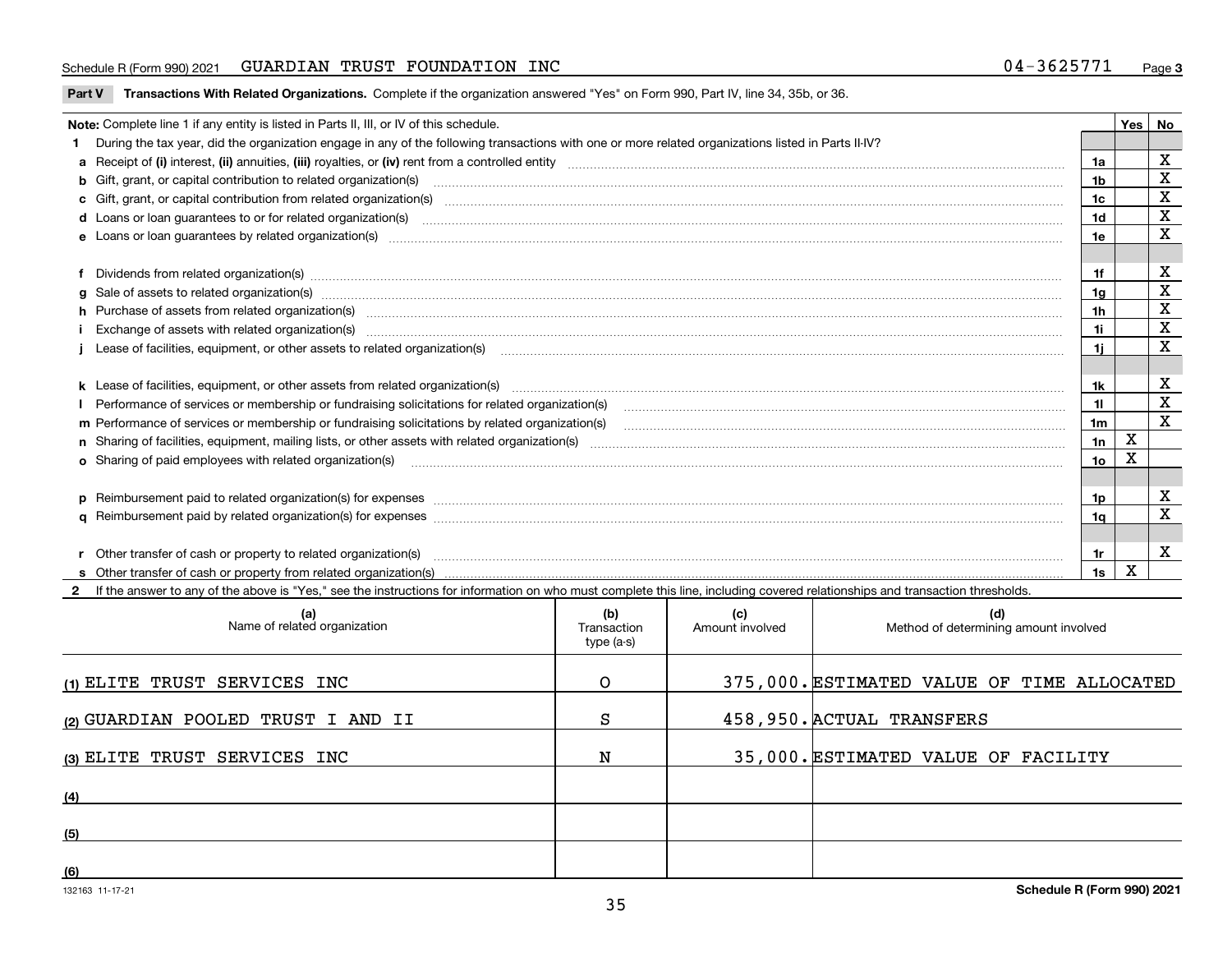Schedule R (Form 990) 2021 GUARDIAN TRUST FOUNDATION INC 04-3625771 Page 3

**Part V** **Transactions With Related Organizations.** Complete if the organization answered "Yes" on Form 990, Part IV, line 34, 35b, or 36.

| **Note:** Complete line 1 if any entity is listed in Parts II, III, or IV of this schedule. | | Yes | No |
|---|---|---|---|
| **1** During the tax year, did the organization engage in any of the following transactions with one or more related organizations listed in Parts II-IV? | | | |
| **a** Receipt of **(i)** interest, **(ii)** annuities, **(iii)** royalties, or **(iv)** rent from a controlled entity | 1a | | X |
| **b** Gift, grant, or capital contribution to related organization(s) | 1b | | X |
| **c** Gift, grant, or capital contribution from related organization(s) | 1c | | X |
| **d** Loans or loan guarantees to or for related organization(s) | 1d | | X |
| **e** Loans or loan guarantees by related organization(s) | 1e | | X |
| **f** Dividends from related organization(s) | 1f | | X |
| **g** Sale of assets to related organization(s) | 1g | | X |
| **h** Purchase of assets from related organization(s) | 1h | | X |
| **i** Exchange of assets with related organization(s) | 1i | | X |
| **j** Lease of facilities, equipment, or other assets to related organization(s) | 1j | | X |
| **k** Lease of facilities, equipment, or other assets from related organization(s) | 1k | | X |
| **l** Performance of services or membership or fundraising solicitations for related organization(s) | 1l | | X |
| **m** Performance of services or membership or fundraising solicitations by related organization(s) | 1m | | X |
| **n** Sharing of facilities, equipment, mailing lists, or other assets with related organization(s) | 1n | X | |
| **o** Sharing of paid employees with related organization(s) | 1o | X | |
| **p** Reimbursement paid to related organization(s) for expenses | 1p | | X |
| **q** Reimbursement paid by related organization(s) for expenses | 1q | | X |
| **r** Other transfer of cash or property to related organization(s) | 1r | | X |
| **s** Other transfer of cash or property from related organization(s) | 1s | X | |

**2** If the answer to any of the above is "Yes," see the instructions for information on who must complete this line, including covered relationships and transaction thresholds.

| (a) Name of related organization | (b) Transaction type (a-s) | (c) Amount involved | (d) Method of determining amount involved |
|---|---|---|---|
| (1) ELITE TRUST SERVICES INC | O | 375,000. | ESTIMATED VALUE OF TIME ALLOCATED |
| (2) GUARDIAN POOLED TRUST I AND II | S | 458,950. | ACTUAL TRANSFERS |
| (3) ELITE TRUST SERVICES INC | N | 35,000. | ESTIMATED VALUE OF FACILITY |
| (4) | | | |
| (5) | | | |
| (6) | | | |

132163 11-17-21 **Schedule R (Form 990) 2021**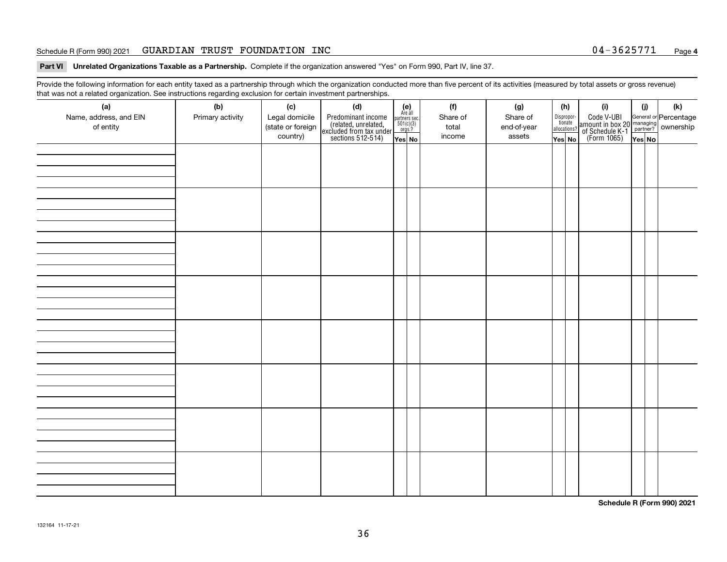Schedule R (Form 990) 2021 GUARDIAN TRUST FOUNDATION INC 04-3625771

**Part VI Unrelated Organizations Taxable as a Partnership.** Complete if the organization answered "Yes" on Form 990, Part IV, line 37.

Provide the following information for each entity taxed as a partnership through which the organization conducted more than five percent of its activities (measured by total assets or gross revenue) that was not a related organization. See instructions regarding exclusion for certain investment partnerships.

| (a) Name, address, and EIN of entity | (b) Primary activity | (c) Legal domicile (state or foreign country) | (d) Predominant income (related, unrelated, excluded from tax under sections 512-514) | (e) Are all partners sec. 501(c)(3) orgs.? Yes | (e) No | (f) Share of total income | (g) Share of end-of-year assets | (h) Disproportionate allocations? Yes | (h) No | (i) Code V-UBI amount in box 20 of Schedule K-1 (Form 1065) | (j) General or managing partner? Yes | (j) No | (k) Percentage ownership |
|---|---|---|---|---|---|---|---|---|---|---|---|---|---|
| | | | | | | | | | | | | | |
| | | | | | | | | | | | | | |
| | | | | | | | | | | | | | |
| | | | | | | | | | | | | | |
| | | | | | | | | | | | | | |
| | | | | | | | | | | | | | |
| | | | | | | | | | | | | | |
| | | | | | | | | | | | | | |

**Schedule R (Form 990) 2021**

132164 11-17-21